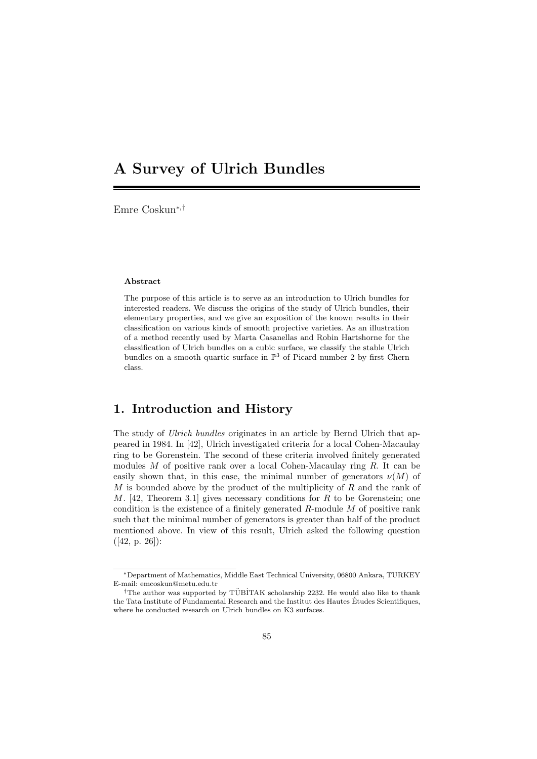# A Survey of Ulrich Bundles

Emre Coskun[*,†]

**Abstract**

The purpose of this article is to serve as an introduction to Ulrich bundles for interested readers. We discuss the origins of the study of Ulrich bundles, their elementary properties, and we give an exposition of the known results in their classification on various kinds of smooth projective varieties. As an illustration of a method recently used by Marta Casanellas and Robin Hartshorne for the classification of Ulrich bundles on a cubic surface, we classify the stable Ulrich bundles on a smooth quartic surface in $\mathbb{P}^3$ of Picard number 2 by first Chern class.

## 1. Introduction and History

The study of *Ulrich bundles* originates in an article by Bernd Ulrich that appeared in 1984. In [42], Ulrich investigated criteria for a local Cohen-Macaulay ring to be Gorenstein. The second of these criteria involved finitely generated modules $M$ of positive rank over a local Cohen-Macaulay ring $R$. It can be easily shown that, in this case, the minimal number of generators $\nu(M)$ of $M$ is bounded above by the product of the multiplicity of $R$ and the rank of $M$. [42, Theorem 3.1] gives necessary conditions for $R$ to be Gorenstein; one condition is the existence of a finitely generated $R$-module $M$ of positive rank such that the minimal number of generators is greater than half of the product mentioned above. In view of this result, Ulrich asked the following question ([42, p. 26]):

---

[*] Department of Mathematics, Middle East Technical University, 06800 Ankara, TURKEY E-mail: emcoskun@metu.edu.tr

[†] The author was supported by TÜBİTAK scholarship 2232. He would also like to thank the Tata Institute of Fundamental Research and the Institut des Hautes Études Scientifiques, where he conducted research on Ulrich bundles on K3 surfaces.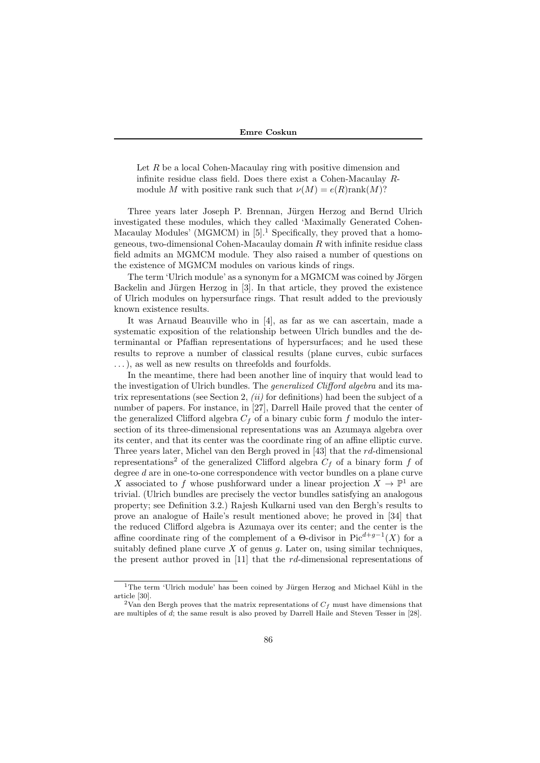> Let $R$ be a local Cohen-Macaulay ring with positive dimension and infinite residue class field. Does there exist a Cohen-Macaulay $R$-module $M$ with positive rank such that $\nu(M) = e(R)\text{rank}(M)$?

Three years later Joseph P. Brennan, Jürgen Herzog and Bernd Ulrich investigated these modules, which they called 'Maximally Generated Cohen-Macaulay Modules' (MGMCM) in [5].[1] Specifically, they proved that a homogeneous, two-dimensional Cohen-Macaulay domain $R$ with infinite residue class field admits an MGMCM module. They also raised a number of questions on the existence of MGMCM modules on various kinds of rings.

The term 'Ulrich module' as a synonym for a MGMCM was coined by Jörgen Backelin and Jürgen Herzog in [3]. In that article, they proved the existence of Ulrich modules on hypersurface rings. That result added to the previously known existence results.

It was Arnaud Beauville who in [4], as far as we can ascertain, made a systematic exposition of the relationship between Ulrich bundles and the determinantal or Pfaffian representations of hypersurfaces; and he used these results to reprove a number of classical results (plane curves, cubic surfaces ...), as well as new results on threefolds and fourfolds.

In the meantime, there had been another line of inquiry that would lead to the investigation of Ulrich bundles. The *generalized Clifford algebra* and its matrix representations (see Section 2, *(ii)* for definitions) had been the subject of a number of papers. For instance, in [27], Darrell Haile proved that the center of the generalized Clifford algebra $C_f$ of a binary cubic form $f$ modulo the intersection of its three-dimensional representations was an Azumaya algebra over its center, and that its center was the coordinate ring of an affine elliptic curve. Three years later, Michel van den Bergh proved in [43] that the $rd$-dimensional representations[2] of the generalized Clifford algebra $C_f$ of a binary form $f$ of degree $d$ are in one-to-one correspondence with vector bundles on a plane curve $X$ associated to $f$ whose pushforward under a linear projection $X \to \mathbb{P}^1$ are trivial. (Ulrich bundles are precisely the vector bundles satisfying an analogous property; see Definition 3.2.) Rajesh Kulkarni used van den Bergh's results to prove an analogue of Haile's result mentioned above; he proved in [34] that the reduced Clifford algebra is Azumaya over its center; and the center is the affine coordinate ring of the complement of a $\Theta$-divisor in $\text{Pic}^{d+g-1}(X)$ for a suitably defined plane curve $X$ of genus $g$. Later on, using similar techniques, the present author proved in [11] that the $rd$-dimensional representations of

---

[1] The term 'Ulrich module' has been coined by Jürgen Herzog and Michael Kühl in the article [30].

[2] Van den Bergh proves that the matrix representations of $C_f$ must have dimensions that are multiples of $d$; the same result is also proved by Darrell Haile and Steven Tesser in [28].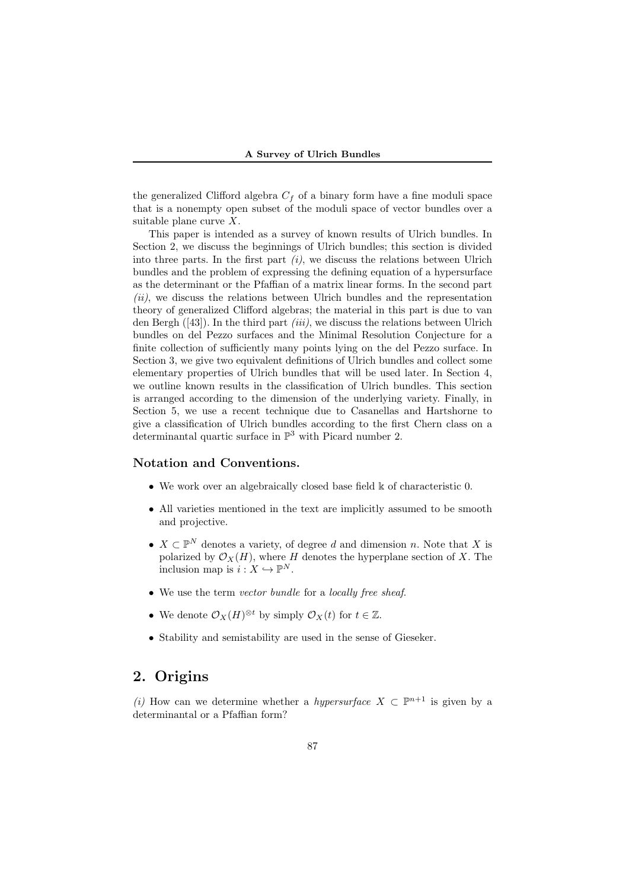the generalized Clifford algebra $C_f$ of a binary form have a fine moduli space that is a nonempty open subset of the moduli space of vector bundles over a suitable plane curve $X$.

This paper is intended as a survey of known results of Ulrich bundles. In Section 2, we discuss the beginnings of Ulrich bundles; this section is divided into three parts. In the first part *(i)*, we discuss the relations between Ulrich bundles and the problem of expressing the defining equation of a hypersurface as the determinant or the Pfaffian of a matrix linear forms. In the second part *(ii)*, we discuss the relations between Ulrich bundles and the representation theory of generalized Clifford algebras; the material in this part is due to van den Bergh ([43]). In the third part *(iii)*, we discuss the relations between Ulrich bundles on del Pezzo surfaces and the Minimal Resolution Conjecture for a finite collection of sufficiently many points lying on the del Pezzo surface. In Section 3, we give two equivalent definitions of Ulrich bundles and collect some elementary properties of Ulrich bundles that will be used later. In Section 4, we outline known results in the classification of Ulrich bundles. This section is arranged according to the dimension of the underlying variety. Finally, in Section 5, we use a recent technique due to Casanellas and Hartshorne to give a classification of Ulrich bundles according to the first Chern class on a determinantal quartic surface in $\mathbb{P}^3$ with Picard number 2.

### Notation and Conventions.

- We work over an algebraically closed base field $\Bbbk$ of characteristic 0.
- All varieties mentioned in the text are implicitly assumed to be smooth and projective.
- $X \subset \mathbb{P}^N$ denotes a variety, of degree $d$ and dimension $n$. Note that $X$ is polarized by $\mathcal{O}_X(H)$, where $H$ denotes the hyperplane section of $X$. The inclusion map is $i : X \hookrightarrow \mathbb{P}^N$.
- We use the term *vector bundle* for a *locally free sheaf*.
- We denote $\mathcal{O}_X(H)^{\otimes t}$ by simply $\mathcal{O}_X(t)$ for $t \in \mathbb{Z}$.
- Stability and semistability are used in the sense of Gieseker.

## 2. Origins

*(i)* How can we determine whether a *hypersurface* $X \subset \mathbb{P}^{n+1}$ is given by a determinantal or a Pfaffian form?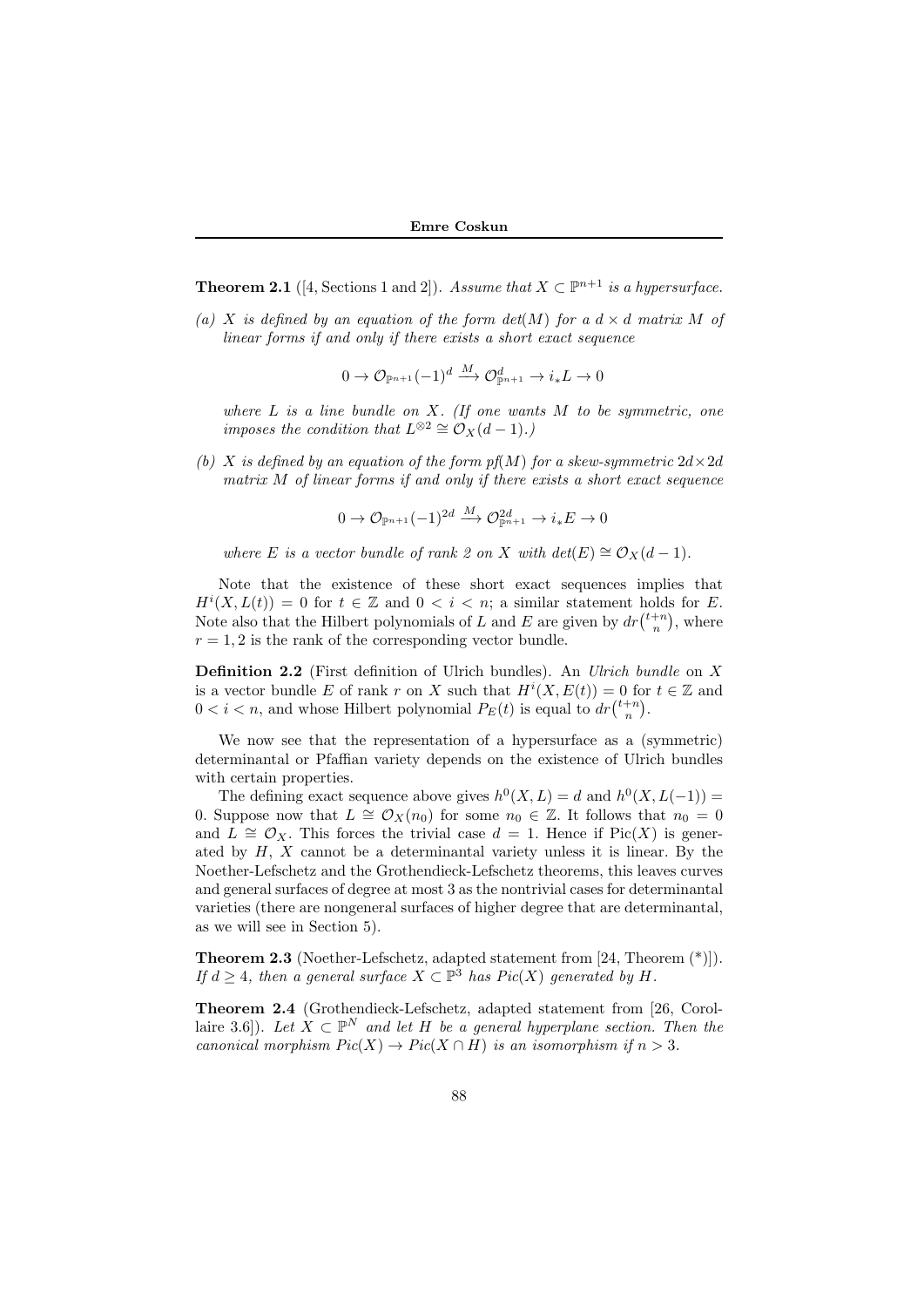**Theorem 2.1** ([4, Sections 1 and 2]). *Assume that $X \subset \mathbb{P}^{n+1}$ is a hypersurface.*

*(a) $X$ is defined by an equation of the form $det(M)$ for a $d \times d$ matrix $M$ of linear forms if and only if there exists a short exact sequence*

$$0 \to \mathcal{O}_{\mathbb{P}^{n+1}}(-1)^d \xrightarrow{M} \mathcal{O}_{\mathbb{P}^{n+1}}^d \to i_*L \to 0$$

*where $L$ is a line bundle on $X$. (If one wants $M$ to be symmetric, one imposes the condition that $L^{\otimes 2} \cong \mathcal{O}_X(d-1)$.)*

*(b) $X$ is defined by an equation of the form $pf(M)$ for a skew-symmetric $2d \times 2d$ matrix $M$ of linear forms if and only if there exists a short exact sequence*

$$0 \to \mathcal{O}_{\mathbb{P}^{n+1}}(-1)^{2d} \xrightarrow{M} \mathcal{O}_{\mathbb{P}^{n+1}}^{2d} \to i_*E \to 0$$

*where $E$ is a vector bundle of rank 2 on $X$ with $det(E) \cong \mathcal{O}_X(d-1)$.*

Note that the existence of these short exact sequences implies that $H^i(X, L(t)) = 0$ for $t \in \mathbb{Z}$ and $0 < i < n$; a similar statement holds for $E$. Note also that the Hilbert polynomials of $L$ and $E$ are given by $dr\binom{t+n}{n}$, where $r = 1, 2$ is the rank of the corresponding vector bundle.

**Definition 2.2** (First definition of Ulrich bundles). An *Ulrich bundle* on $X$ is a vector bundle $E$ of rank $r$ on $X$ such that $H^i(X, E(t)) = 0$ for $t \in \mathbb{Z}$ and $0 < i < n$, and whose Hilbert polynomial $P_E(t)$ is equal to $dr\binom{t+n}{n}$.

We now see that the representation of a hypersurface as a (symmetric) determinantal or Pfaffian variety depends on the existence of Ulrich bundles with certain properties.

The defining exact sequence above gives $h^0(X, L) = d$ and $h^0(X, L(-1)) = 0$. Suppose now that $L \cong \mathcal{O}_X(n_0)$ for some $n_0 \in \mathbb{Z}$. It follows that $n_0 = 0$ and $L \cong \mathcal{O}_X$. This forces the trivial case $d = 1$. Hence if $\text{Pic}(X)$ is generated by $H$, $X$ cannot be a determinantal variety unless it is linear. By the Noether-Lefschetz and the Grothendieck-Lefschetz theorems, this leaves curves and general surfaces of degree at most 3 as the nontrivial cases for determinantal varieties (there are nongeneral surfaces of higher degree that are determinantal, as we will see in Section 5).

**Theorem 2.3** (Noether-Lefschetz, adapted statement from [24, Theorem (*)]). *If $d \geq 4$, then a general surface $X \subset \mathbb{P}^3$ has $Pic(X)$ generated by $H$.*

**Theorem 2.4** (Grothendieck-Lefschetz, adapted statement from [26, Corollaire 3.6]). *Let $X \subset \mathbb{P}^N$ and let $H$ be a general hyperplane section. Then the canonical morphism $Pic(X) \to Pic(X \cap H)$ is an isomorphism if $n > 3$.*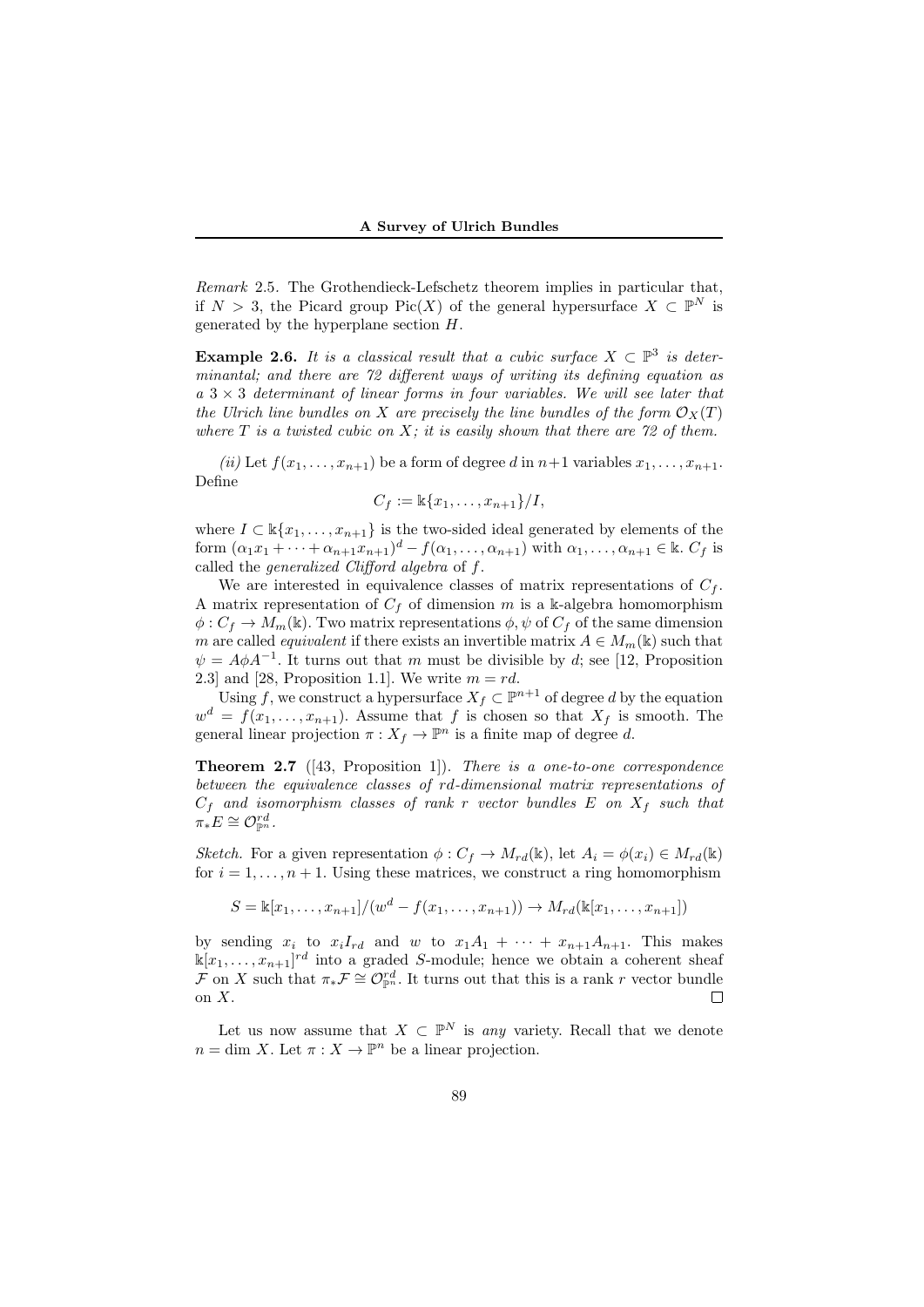*Remark* 2.5. The Grothendieck-Lefschetz theorem implies in particular that, if $N > 3$, the Picard group $\mathrm{Pic}(X)$ of the general hypersurface $X \subset \mathbb{P}^N$ is generated by the hyperplane section $H$.

**Example 2.6.** *It is a classical result that a cubic surface $X \subset \mathbb{P}^3$ is determinantal; and there are 72 different ways of writing its defining equation as a $3 \times 3$ determinant of linear forms in four variables. We will see later that the Ulrich line bundles on $X$ are precisely the line bundles of the form $\mathcal{O}_X(T)$ where $T$ is a twisted cubic on $X$; it is easily shown that there are 72 of them.*

*(ii)* Let $f(x_1, \dots, x_{n+1})$ be a form of degree $d$ in $n+1$ variables $x_1, \dots, x_{n+1}$. Define

$$C_f := \mathbb{k}\{x_1, \dots, x_{n+1}\}/I,$$

where $I \subset \mathbb{k}\{x_1, \dots, x_{n+1}\}$ is the two-sided ideal generated by elements of the form $(\alpha_1 x_1 + \cdots + \alpha_{n+1} x_{n+1})^d - f(\alpha_1, \dots, \alpha_{n+1})$ with $\alpha_1, \dots, \alpha_{n+1} \in \mathbb{k}$. $C_f$ is called the *generalized Clifford algebra* of $f$.

We are interested in equivalence classes of matrix representations of $C_f$. A matrix representation of $C_f$ of dimension $m$ is a $\mathbb{k}$-algebra homomorphism $\phi : C_f \to M_m(\mathbb{k})$. Two matrix representations $\phi, \psi$ of $C_f$ of the same dimension $m$ are called *equivalent* if there exists an invertible matrix $A \in M_m(\mathbb{k})$ such that $\psi = A\phi A^{-1}$. It turns out that $m$ must be divisible by $d$; see [12, Proposition 2.3] and [28, Proposition 1.1]. We write $m = rd$.

Using $f$, we construct a hypersurface $X_f \subset \mathbb{P}^{n+1}$ of degree $d$ by the equation $w^d = f(x_1, \dots, x_{n+1})$. Assume that $f$ is chosen so that $X_f$ is smooth. The general linear projection $\pi : X_f \to \mathbb{P}^n$ is a finite map of degree $d$.

**Theorem 2.7** ([43, Proposition 1]). *There is a one-to-one correspondence between the equivalence classes of $rd$-dimensional matrix representations of $C_f$ and isomorphism classes of rank $r$ vector bundles $E$ on $X_f$ such that $\pi_* E \cong \mathcal{O}_{\mathbb{P}^n}^{rd}$.*

*Sketch.* For a given representation $\phi : C_f \to M_{rd}(\mathbb{k})$, let $A_i = \phi(x_i) \in M_{rd}(\mathbb{k})$ for $i = 1, \dots, n+1$. Using these matrices, we construct a ring homomorphism

$$S = \mathbb{k}[x_1, \dots, x_{n+1}]/(w^d - f(x_1, \dots, x_{n+1})) \to M_{rd}(\mathbb{k}[x_1, \dots, x_{n+1}])$$

by sending $x_i$ to $x_i I_{rd}$ and $w$ to $x_1 A_1 + \cdots + x_{n+1} A_{n+1}$. This makes $\mathbb{k}[x_1, \dots, x_{n+1}]^{rd}$ into a graded $S$-module; hence we obtain a coherent sheaf $\mathcal{F}$ on $X$ such that $\pi_* \mathcal{F} \cong \mathcal{O}_{\mathbb{P}^n}^{rd}$. It turns out that this is a rank $r$ vector bundle on $X$. $\square$

Let us now assume that $X \subset \mathbb{P}^N$ is *any* variety. Recall that we denote $n = \dim X$. Let $\pi : X \to \mathbb{P}^n$ be a linear projection.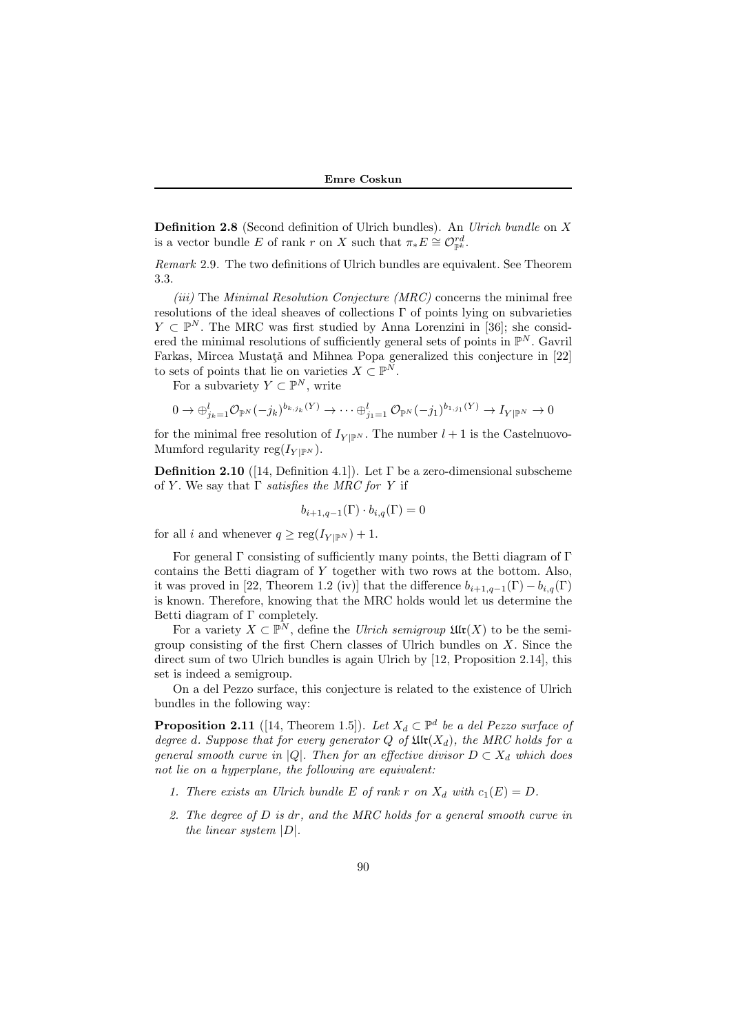**Definition 2.8** (Second definition of Ulrich bundles). An *Ulrich bundle* on $X$ is a vector bundle $E$ of rank $r$ on $X$ such that $\pi_* E \cong \mathcal{O}_{\mathbb{P}^k}^{rd}$.

*Remark* 2.9. The two definitions of Ulrich bundles are equivalent. See Theorem 3.3.

*(iii)* The *Minimal Resolution Conjecture (MRC)* concerns the minimal free resolutions of the ideal sheaves of collections $\Gamma$ of points lying on subvarieties $Y \subset \mathbb{P}^N$. The MRC was first studied by Anna Lorenzini in [36]; she considered the minimal resolutions of sufficiently general sets of points in $\mathbb{P}^N$. Gavril Farkas, Mircea Mustaţă and Mihnea Popa generalized this conjecture in [22] to sets of points that lie on varieties $X \subset \mathbb{P}^N$.

For a subvariety $Y \subset \mathbb{P}^N$, write

$$0 \to \oplus_{j_k=1}^{l} \mathcal{O}_{\mathbb{P}^N}(-j_k)^{b_{k,j_k}(Y)} \to \cdots \oplus_{j_1=1}^{l} \mathcal{O}_{\mathbb{P}^N}(-j_1)^{b_{1,j_1}(Y)} \to I_{Y|\mathbb{P}^N} \to 0$$

for the minimal free resolution of $I_{Y|\mathbb{P}^N}$. The number $l+1$ is the Castelnuovo-Mumford regularity $\operatorname{reg}(I_{Y|\mathbb{P}^N})$.

**Definition 2.10** ([14, Definition 4.1]). Let $\Gamma$ be a zero-dimensional subscheme of $Y$. We say that $\Gamma$ *satisfies the MRC for* $Y$ if

$$b_{i+1,q-1}(\Gamma) \cdot b_{i,q}(\Gamma) = 0$$

for all $i$ and whenever $q \geq \operatorname{reg}(I_{Y|\mathbb{P}^N}) + 1$.

For general $\Gamma$ consisting of sufficiently many points, the Betti diagram of $\Gamma$ contains the Betti diagram of $Y$ together with two rows at the bottom. Also, it was proved in [22, Theorem 1.2 (iv)] that the difference $b_{i+1,q-1}(\Gamma) - b_{i,q}(\Gamma)$ is known. Therefore, knowing that the MRC holds would let us determine the Betti diagram of $\Gamma$ completely.

For a variety $X \subset \mathbb{P}^N$, define the *Ulrich semigroup* $\mathfrak{Ulr}(X)$ to be the semigroup consisting of the first Chern classes of Ulrich bundles on $X$. Since the direct sum of two Ulrich bundles is again Ulrich by [12, Proposition 2.14], this set is indeed a semigroup.

On a del Pezzo surface, this conjecture is related to the existence of Ulrich bundles in the following way:

**Proposition 2.11** ([14, Theorem 1.5]). *Let $X_d \subset \mathbb{P}^d$ be a del Pezzo surface of degree $d$. Suppose that for every generator $Q$ of $\mathfrak{Ulr}(X_d)$, the MRC holds for a general smooth curve in $|Q|$. Then for an effective divisor $D \subset X_d$ which does not lie on a hyperplane, the following are equivalent:*

1. *There exists an Ulrich bundle $E$ of rank $r$ on $X_d$ with $c_1(E) = D$.*
2. *The degree of $D$ is $dr$, and the MRC holds for a general smooth curve in the linear system $|D|$.*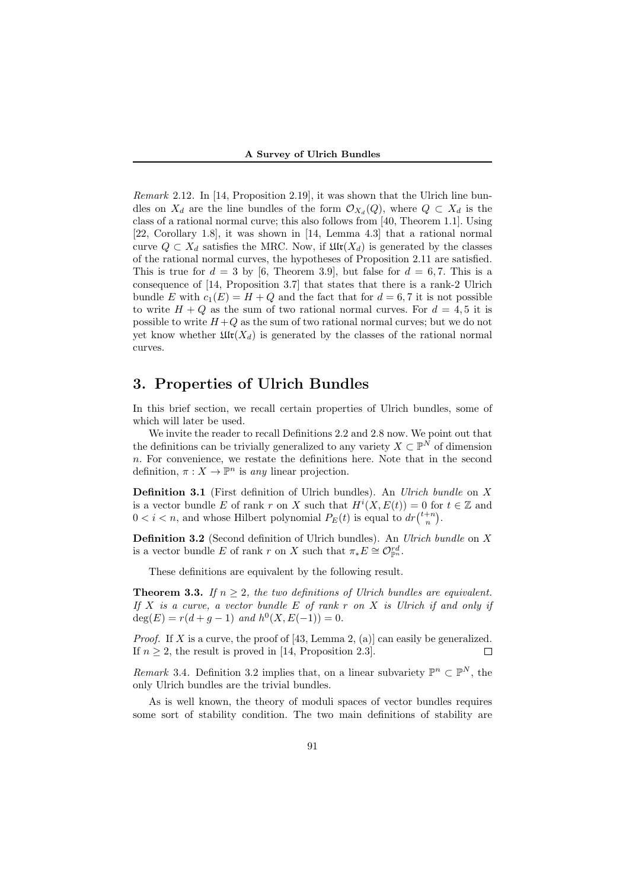*Remark* 2.12. In [14, Proposition 2.19], it was shown that the Ulrich line bundles on $X_d$ are the line bundles of the form $\mathcal{O}_{X_d}(Q)$, where $Q \subset X_d$ is the class of a rational normal curve; this also follows from [40, Theorem 1.1]. Using [22, Corollary 1.8], it was shown in [14, Lemma 4.3] that a rational normal curve $Q \subset X_d$ satisfies the MRC. Now, if $\mathfrak{Ulr}(X_d)$ is generated by the classes of the rational normal curves, the hypotheses of Proposition 2.11 are satisfied. This is true for $d = 3$ by [6, Theorem 3.9], but false for $d = 6, 7$. This is a consequence of [14, Proposition 3.7] that states that there is a rank-2 Ulrich bundle $E$ with $c_1(E) = H + Q$ and the fact that for $d = 6, 7$ it is not possible to write $H + Q$ as the sum of two rational normal curves. For $d = 4, 5$ it is possible to write $H+Q$ as the sum of two rational normal curves; but we do not yet know whether $\mathfrak{Ulr}(X_d)$ is generated by the classes of the rational normal curves.

## 3. Properties of Ulrich Bundles

In this brief section, we recall certain properties of Ulrich bundles, some of which will later be used.

We invite the reader to recall Definitions 2.2 and 2.8 now. We point out that the definitions can be trivially generalized to any variety $X \subset \mathbb{P}^N$ of dimension $n$. For convenience, we restate the definitions here. Note that in the second definition, $\pi : X \to \mathbb{P}^n$ is *any* linear projection.

**Definition 3.1** (First definition of Ulrich bundles). An *Ulrich bundle* on $X$ is a vector bundle $E$ of rank $r$ on $X$ such that $H^i(X, E(t)) = 0$ for $t \in \mathbb{Z}$ and $0 < i < n$, and whose Hilbert polynomial $P_E(t)$ is equal to $dr\binom{t+n}{n}$.

**Definition 3.2** (Second definition of Ulrich bundles). An *Ulrich bundle* on $X$ is a vector bundle $E$ of rank $r$ on $X$ such that $\pi_* E \cong \mathcal{O}_{\mathbb{P}^n}^{rd}$.

These definitions are equivalent by the following result.

**Theorem 3.3.** *If $n \geq 2$, the two definitions of Ulrich bundles are equivalent. If $X$ is a curve, a vector bundle $E$ of rank $r$ on $X$ is Ulrich if and only if $\deg(E) = r(d + g - 1)$ and $h^0(X, E(-1)) = 0$.*

*Proof.* If $X$ is a curve, the proof of [43, Lemma 2, (a)] can easily be generalized. If $n \geq 2$, the result is proved in [14, Proposition 2.3]. $\square$

*Remark* 3.4. Definition 3.2 implies that, on a linear subvariety $\mathbb{P}^n \subset \mathbb{P}^N$, the only Ulrich bundles are the trivial bundles.

As is well known, the theory of moduli spaces of vector bundles requires some sort of stability condition. The two main definitions of stability are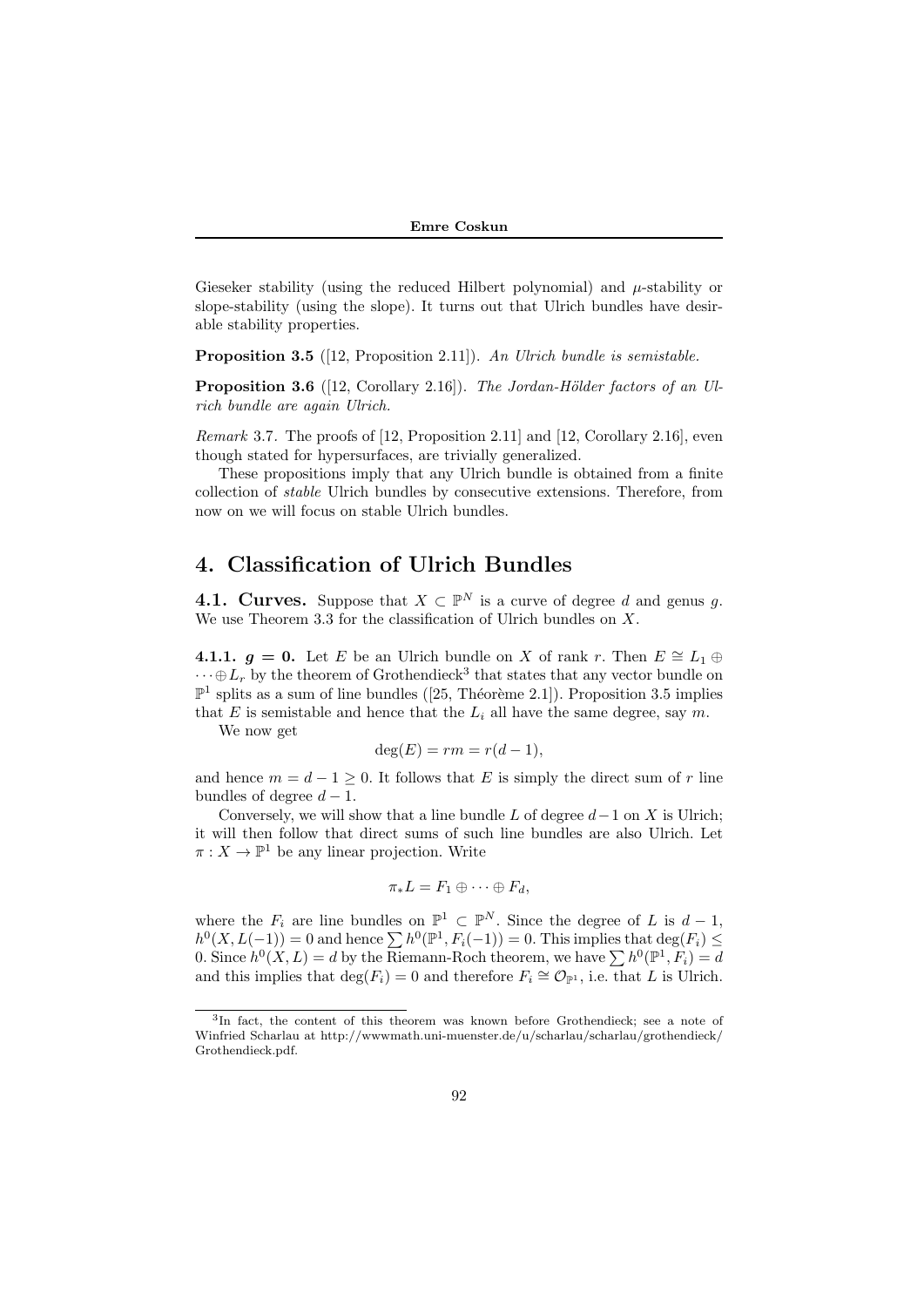Gieseker stability (using the reduced Hilbert polynomial) and $\mu$-stability or slope-stability (using the slope). It turns out that Ulrich bundles have desirable stability properties.

**Proposition 3.5** ([12, Proposition 2.11]). *An Ulrich bundle is semistable.*

**Proposition 3.6** ([12, Corollary 2.16]). *The Jordan-Hölder factors of an Ulrich bundle are again Ulrich.*

*Remark* 3.7. The proofs of [12, Proposition 2.11] and [12, Corollary 2.16], even though stated for hypersurfaces, are trivially generalized.

These propositions imply that any Ulrich bundle is obtained from a finite collection of *stable* Ulrich bundles by consecutive extensions. Therefore, from now on we will focus on stable Ulrich bundles.

## 4. Classification of Ulrich Bundles

**4.1. Curves.** Suppose that $X \subset \mathbb{P}^N$ is a curve of degree $d$ and genus $g$. We use Theorem 3.3 for the classification of Ulrich bundles on $X$.

**4.1.1. $g = 0$.** Let $E$ be an Ulrich bundle on $X$ of rank $r$. Then $E \cong L_1 \oplus \cdots \oplus L_r$ by the theorem of Grothendieck[3] that states that any vector bundle on $\mathbb{P}^1$ splits as a sum of line bundles ([25, Théorème 2.1]). Proposition 3.5 implies that $E$ is semistable and hence that the $L_i$ all have the same degree, say $m$.

We now get

$$\deg(E) = rm = r(d-1),$$

and hence $m = d - 1 \geq 0$. It follows that $E$ is simply the direct sum of $r$ line bundles of degree $d - 1$.

Conversely, we will show that a line bundle $L$ of degree $d-1$ on $X$ is Ulrich; it will then follow that direct sums of such line bundles are also Ulrich. Let $\pi : X \to \mathbb{P}^1$ be any linear projection. Write

$$\pi_* L = F_1 \oplus \cdots \oplus F_d,$$

where the $F_i$ are line bundles on $\mathbb{P}^1 \subset \mathbb{P}^N$. Since the degree of $L$ is $d - 1$, $h^0(X, L(-1)) = 0$ and hence $\sum h^0(\mathbb{P}^1, F_i(-1)) = 0$. This implies that $\deg(F_i) \leq 0$. Since $h^0(X, L) = d$ by the Riemann-Roch theorem, we have $\sum h^0(\mathbb{P}^1, F_i) = d$ and this implies that $\deg(F_i) = 0$ and therefore $F_i \cong \mathcal{O}_{\mathbb{P}^1}$, i.e. that $L$ is Ulrich.

[3] In fact, the content of this theorem was known before Grothendieck; see a note of Winfried Scharlau at http://wwwmath.uni-muenster.de/u/scharlau/scharlau/grothendieck/Grothendieck.pdf.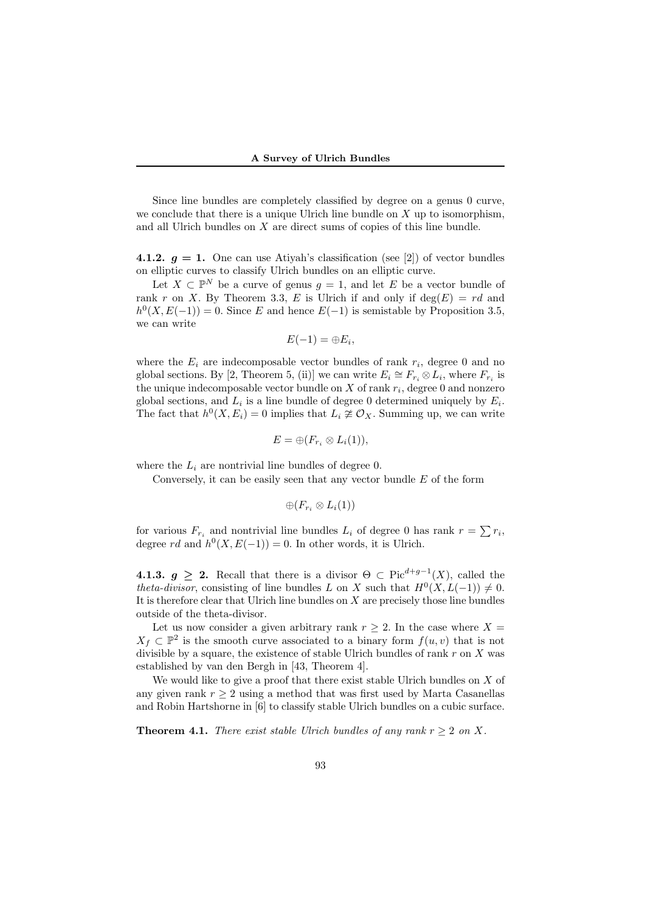Since line bundles are completely classified by degree on a genus 0 curve, we conclude that there is a unique Ulrich line bundle on $X$ up to isomorphism, and all Ulrich bundles on $X$ are direct sums of copies of this line bundle.

**4.1.2. $g = 1$.** One can use Atiyah's classification (see [2]) of vector bundles on elliptic curves to classify Ulrich bundles on an elliptic curve.

Let $X \subset \mathbb{P}^N$ be a curve of genus $g = 1$, and let $E$ be a vector bundle of rank $r$ on $X$. By Theorem 3.3, $E$ is Ulrich if and only if $\deg(E) = rd$ and $h^0(X, E(-1)) = 0$. Since $E$ and hence $E(-1)$ is semistable by Proposition 3.5, we can write

$$E(-1) = \oplus E_i,$$

where the $E_i$ are indecomposable vector bundles of rank $r_i$, degree 0 and no global sections. By [2, Theorem 5, (ii)] we can write $E_i \cong F_{r_i} \otimes L_i$, where $F_{r_i}$ is the unique indecomposable vector bundle on $X$ of rank $r_i$, degree 0 and nonzero global sections, and $L_i$ is a line bundle of degree 0 determined uniquely by $E_i$. The fact that $h^0(X, E_i) = 0$ implies that $L_i \not\cong \mathcal{O}_X$. Summing up, we can write

$$E = \oplus (F_{r_i} \otimes L_i(1)),$$

where the $L_i$ are nontrivial line bundles of degree 0.

Conversely, it can be easily seen that any vector bundle $E$ of the form

$$\oplus (F_{r_i} \otimes L_i(1))$$

for various $F_{r_i}$ and nontrivial line bundles $L_i$ of degree 0 has rank $r = \sum r_i$, degree $rd$ and $h^0(X, E(-1)) = 0$. In other words, it is Ulrich.

**4.1.3. $g \geq 2$.** Recall that there is a divisor $\Theta \subset \mathrm{Pic}^{d+g-1}(X)$, called the *theta-divisor*, consisting of line bundles $L$ on $X$ such that $H^0(X, L(-1)) \neq 0$. It is therefore clear that Ulrich line bundles on $X$ are precisely those line bundles outside of the theta-divisor.

Let us now consider a given arbitrary rank $r \geq 2$. In the case where $X = X_f \subset \mathbb{P}^2$ is the smooth curve associated to a binary form $f(u, v)$ that is not divisible by a square, the existence of stable Ulrich bundles of rank $r$ on $X$ was established by van den Bergh in [43, Theorem 4].

We would like to give a proof that there exist stable Ulrich bundles on $X$ of any given rank $r \geq 2$ using a method that was first used by Marta Casanellas and Robin Hartshorne in [6] to classify stable Ulrich bundles on a cubic surface.

**Theorem 4.1.** *There exist stable Ulrich bundles of any rank $r \geq 2$ on $X$.*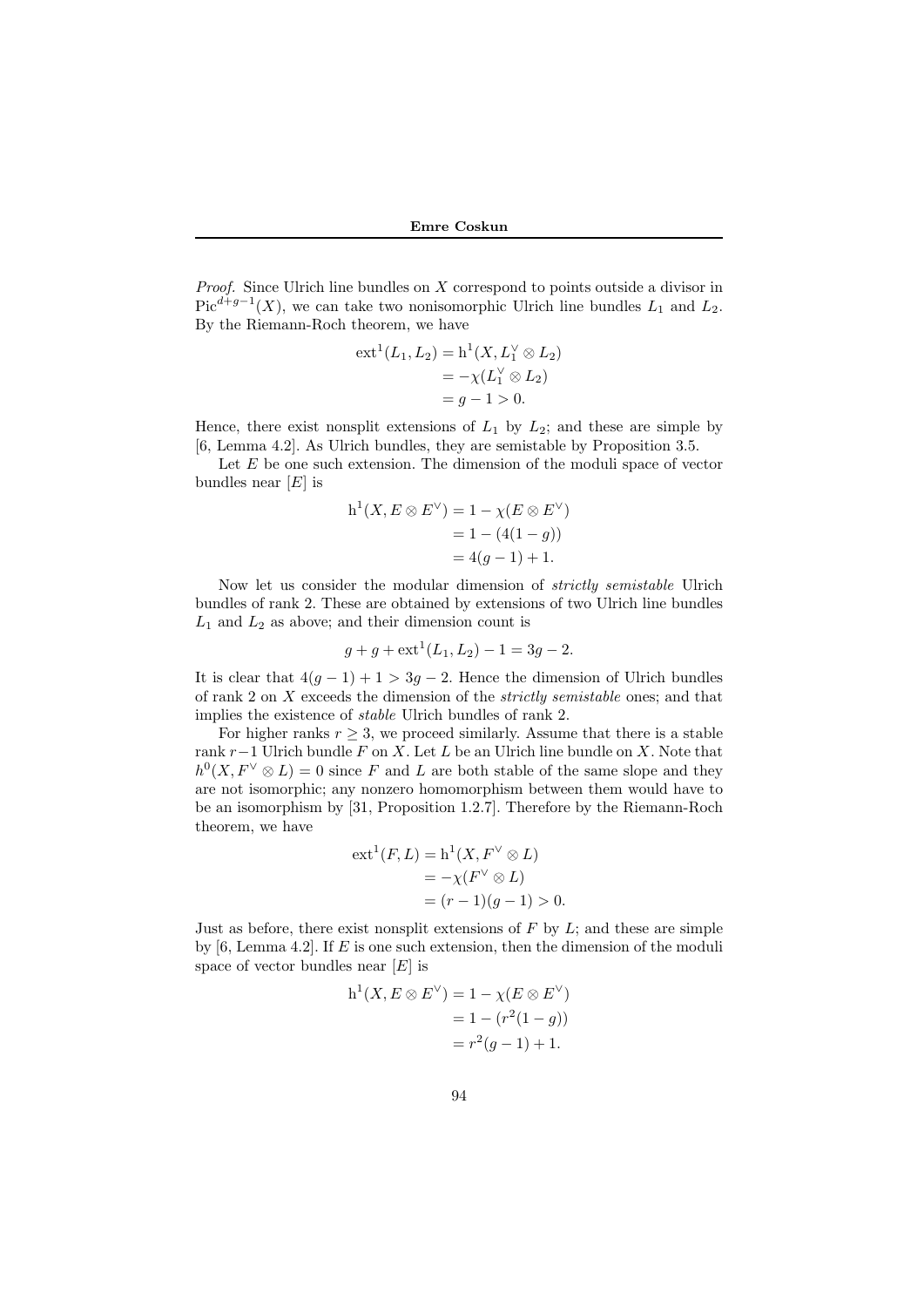*Proof.* Since Ulrich line bundles on $X$ correspond to points outside a divisor in $\mathrm{Pic}^{d+g-1}(X)$, we can take two nonisomorphic Ulrich line bundles $L_1$ and $L_2$. By the Riemann-Roch theorem, we have

$$\begin{aligned}\mathrm{ext}^1(L_1, L_2) &= \mathrm{h}^1(X, L_1^\vee \otimes L_2) \\ &= -\chi(L_1^\vee \otimes L_2) \\ &= g - 1 > 0.\end{aligned}$$

Hence, there exist nonsplit extensions of $L_1$ by $L_2$; and these are simple by [6, Lemma 4.2]. As Ulrich bundles, they are semistable by Proposition 3.5.

Let $E$ be one such extension. The dimension of the moduli space of vector bundles near $[E]$ is

$$\begin{aligned}\mathrm{h}^1(X, E \otimes E^\vee) &= 1 - \chi(E \otimes E^\vee) \\ &= 1 - (4(1-g)) \\ &= 4(g-1) + 1.\end{aligned}$$

Now let us consider the modular dimension of *strictly semistable* Ulrich bundles of rank 2. These are obtained by extensions of two Ulrich line bundles $L_1$ and $L_2$ as above; and their dimension count is

$$g + g + \mathrm{ext}^1(L_1, L_2) - 1 = 3g - 2.$$

It is clear that $4(g-1) + 1 > 3g - 2$. Hence the dimension of Ulrich bundles of rank 2 on $X$ exceeds the dimension of the *strictly semistable* ones; and that implies the existence of *stable* Ulrich bundles of rank 2.

For higher ranks $r \geq 3$, we proceed similarly. Assume that there is a stable rank $r-1$ Ulrich bundle $F$ on $X$. Let $L$ be an Ulrich line bundle on $X$. Note that $h^0(X, F^\vee \otimes L) = 0$ since $F$ and $L$ are both stable of the same slope and they are not isomorphic; any nonzero homomorphism between them would have to be an isomorphism by [31, Proposition 1.2.7]. Therefore by the Riemann-Roch theorem, we have

$$\begin{aligned}\mathrm{ext}^1(F, L) &= \mathrm{h}^1(X, F^\vee \otimes L) \\ &= -\chi(F^\vee \otimes L) \\ &= (r-1)(g-1) > 0.\end{aligned}$$

Just as before, there exist nonsplit extensions of $F$ by $L$; and these are simple by [6, Lemma 4.2]. If $E$ is one such extension, then the dimension of the moduli space of vector bundles near $[E]$ is

$$\begin{aligned}\mathrm{h}^1(X, E \otimes E^\vee) &= 1 - \chi(E \otimes E^\vee) \\ &= 1 - (r^2(1-g)) \\ &= r^2(g-1) + 1.\end{aligned}$$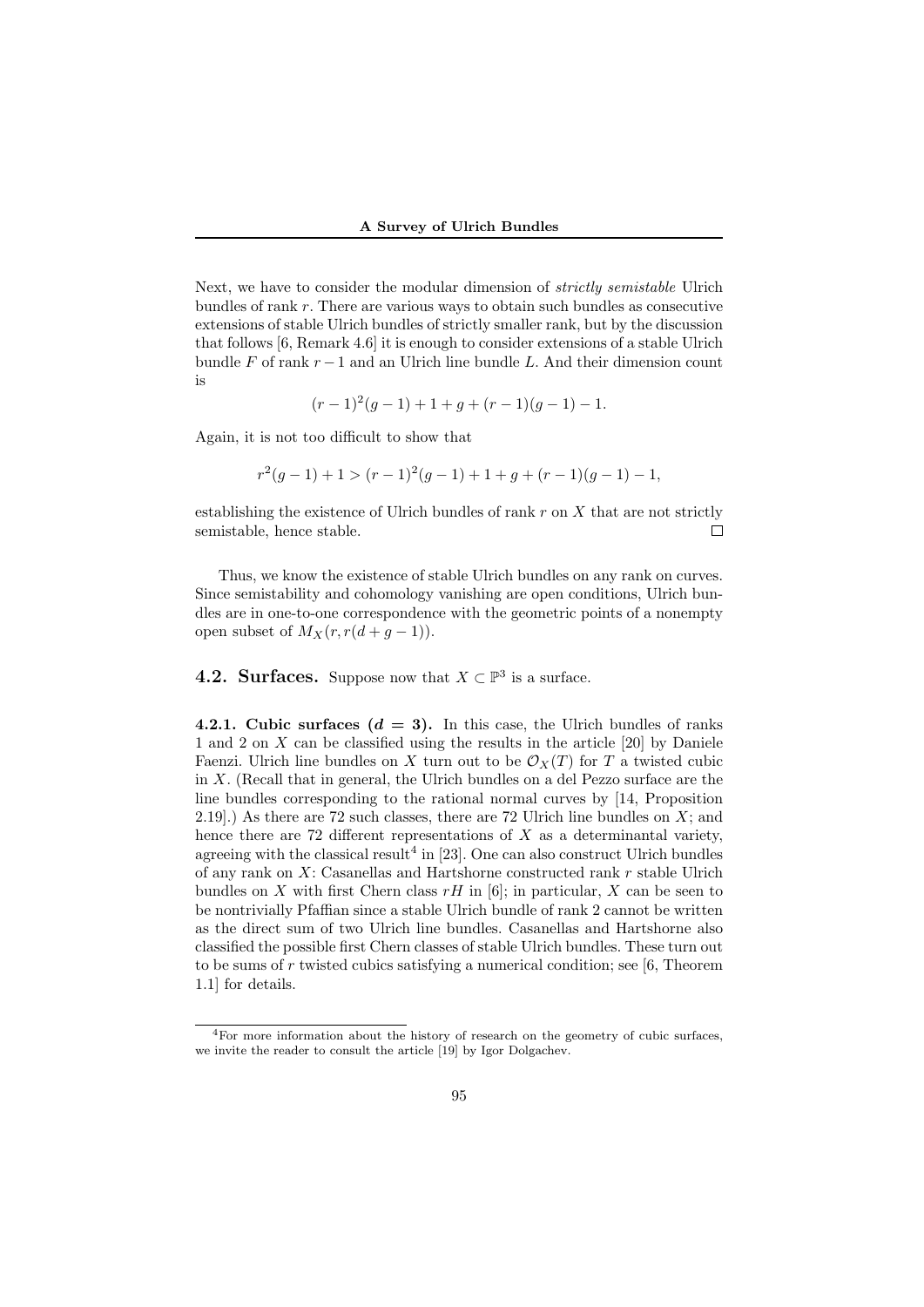Next, we have to consider the modular dimension of *strictly semistable* Ulrich bundles of rank $r$. There are various ways to obtain such bundles as consecutive extensions of stable Ulrich bundles of strictly smaller rank, but by the discussion that follows [6, Remark 4.6] it is enough to consider extensions of a stable Ulrich bundle $F$ of rank $r-1$ and an Ulrich line bundle $L$. And their dimension count is

$$(r-1)^2(g-1)+1+g+(r-1)(g-1)-1.$$

Again, it is not too difficult to show that

$$r^2(g-1)+1 > (r-1)^2(g-1)+1+g+(r-1)(g-1)-1,$$

establishing the existence of Ulrich bundles of rank $r$ on $X$ that are not strictly semistable, hence stable. □

Thus, we know the existence of stable Ulrich bundles on any rank on curves. Since semistability and cohomology vanishing are open conditions, Ulrich bundles are in one-to-one correspondence with the geometric points of a nonempty open subset of $M_X(r, r(d+g-1))$.

## 4.2. Surfaces.

Suppose now that $X \subset \mathbb{P}^3$ is a surface.

**4.2.1. Cubic surfaces ($d = 3$).** In this case, the Ulrich bundles of ranks 1 and 2 on $X$ can be classified using the results in the article [20] by Daniele Faenzi. Ulrich line bundles on $X$ turn out to be $\mathcal{O}_X(T)$ for $T$ a twisted cubic in $X$. (Recall that in general, the Ulrich bundles on a del Pezzo surface are the line bundles corresponding to the rational normal curves by [14, Proposition 2.19].) As there are 72 such classes, there are 72 Ulrich line bundles on $X$; and hence there are 72 different representations of $X$ as a determinantal variety, agreeing with the classical result[4] in [23]. One can also construct Ulrich bundles of any rank on $X$: Casanellas and Hartshorne constructed rank $r$ stable Ulrich bundles on $X$ with first Chern class $rH$ in [6]; in particular, $X$ can be seen to be nontrivially Pfaffian since a stable Ulrich bundle of rank 2 cannot be written as the direct sum of two Ulrich line bundles. Casanellas and Hartshorne also classified the possible first Chern classes of stable Ulrich bundles. These turn out to be sums of $r$ twisted cubics satisfying a numerical condition; see [6, Theorem 1.1] for details.

[4] For more information about the history of research on the geometry of cubic surfaces, we invite the reader to consult the article [19] by Igor Dolgachev.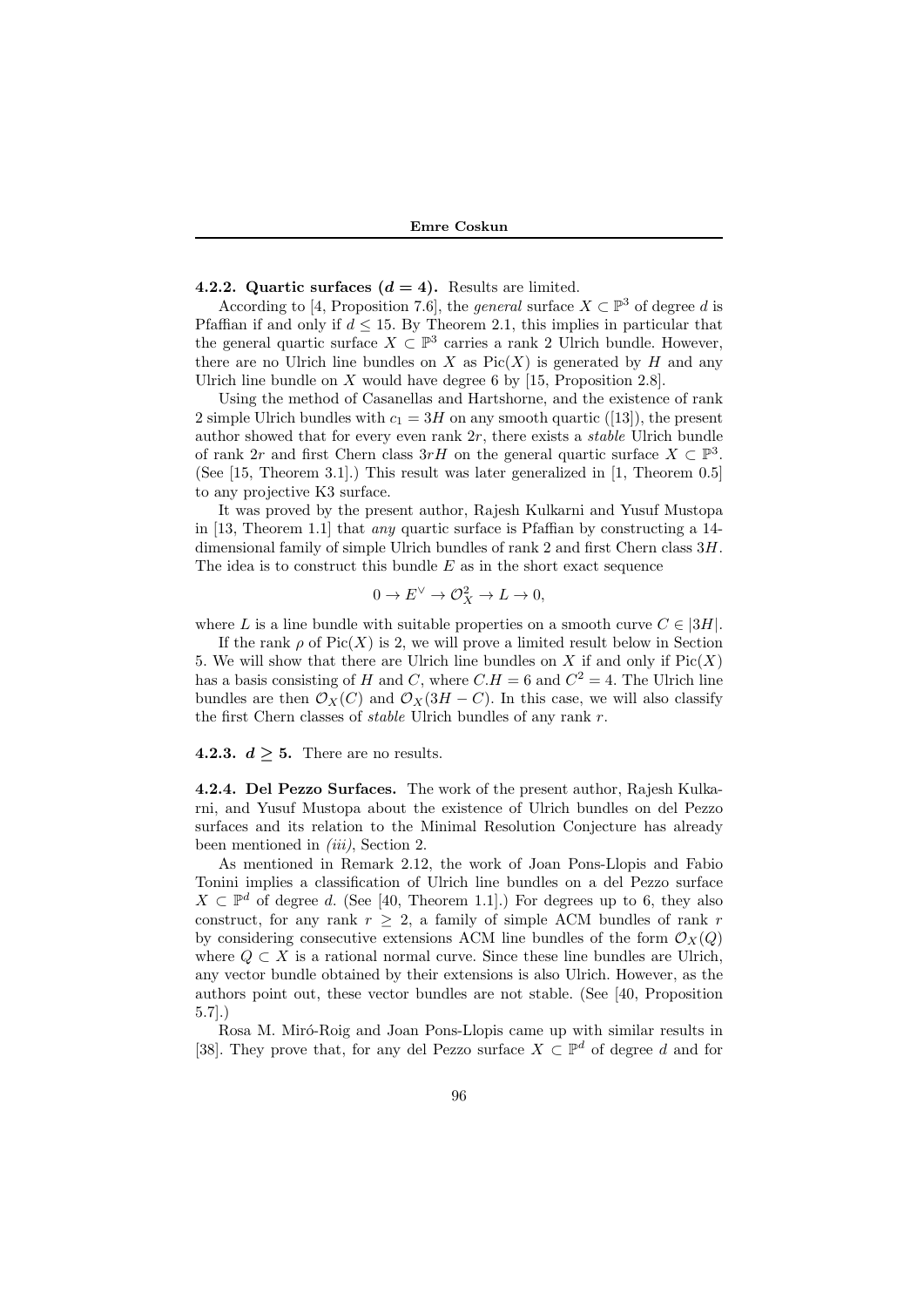#### 4.2.2. Quartic surfaces ($d = 4$).

Results are limited.

According to [4, Proposition 7.6], the *general* surface $X \subset \mathbb{P}^3$ of degree $d$ is Pfaffian if and only if $d \leq 15$. By Theorem 2.1, this implies in particular that the general quartic surface $X \subset \mathbb{P}^3$ carries a rank 2 Ulrich bundle. However, there are no Ulrich line bundles on $X$ as $\mathrm{Pic}(X)$ is generated by $H$ and any Ulrich line bundle on $X$ would have degree 6 by [15, Proposition 2.8].

Using the method of Casanellas and Hartshorne, and the existence of rank 2 simple Ulrich bundles with $c_1 = 3H$ on any smooth quartic ([13]), the present author showed that for every even rank $2r$, there exists a *stable* Ulrich bundle of rank $2r$ and first Chern class $3rH$ on the general quartic surface $X \subset \mathbb{P}^3$. (See [15, Theorem 3.1].) This result was later generalized in [1, Theorem 0.5] to any projective K3 surface.

It was proved by the present author, Rajesh Kulkarni and Yusuf Mustopa in [13, Theorem 1.1] that *any* quartic surface is Pfaffian by constructing a 14-dimensional family of simple Ulrich bundles of rank 2 and first Chern class $3H$. The idea is to construct this bundle $E$ as in the short exact sequence

$$0 \to E^\vee \to \mathcal{O}_X^2 \to L \to 0,$$

where $L$ is a line bundle with suitable properties on a smooth curve $C \in |3H|$.

If the rank $\rho$ of $\mathrm{Pic}(X)$ is 2, we will prove a limited result below in Section 5. We will show that there are Ulrich line bundles on $X$ if and only if $\mathrm{Pic}(X)$ has a basis consisting of $H$ and $C$, where $C.H = 6$ and $C^2 = 4$. The Ulrich line bundles are then $\mathcal{O}_X(C)$ and $\mathcal{O}_X(3H - C)$. In this case, we will also classify the first Chern classes of *stable* Ulrich bundles of any rank $r$.

#### 4.2.3. $d \geq 5$.

There are no results.

#### 4.2.4. Del Pezzo Surfaces.

The work of the present author, Rajesh Kulkarni, and Yusuf Mustopa about the existence of Ulrich bundles on del Pezzo surfaces and its relation to the Minimal Resolution Conjecture has already been mentioned in *(iii)*, Section 2.

As mentioned in Remark 2.12, the work of Joan Pons-Llopis and Fabio Tonini implies a classification of Ulrich line bundles on a del Pezzo surface $X \subset \mathbb{P}^d$ of degree $d$. (See [40, Theorem 1.1].) For degrees up to 6, they also construct, for any rank $r \geq 2$, a family of simple ACM bundles of rank $r$ by considering consecutive extensions ACM line bundles of the form $\mathcal{O}_X(Q)$ where $Q \subset X$ is a rational normal curve. Since these line bundles are Ulrich, any vector bundle obtained by their extensions is also Ulrich. However, as the authors point out, these vector bundles are not stable. (See [40, Proposition 5.7].)

Rosa M. Miró-Roig and Joan Pons-Llopis came up with similar results in [38]. They prove that, for any del Pezzo surface $X \subset \mathbb{P}^d$ of degree $d$ and for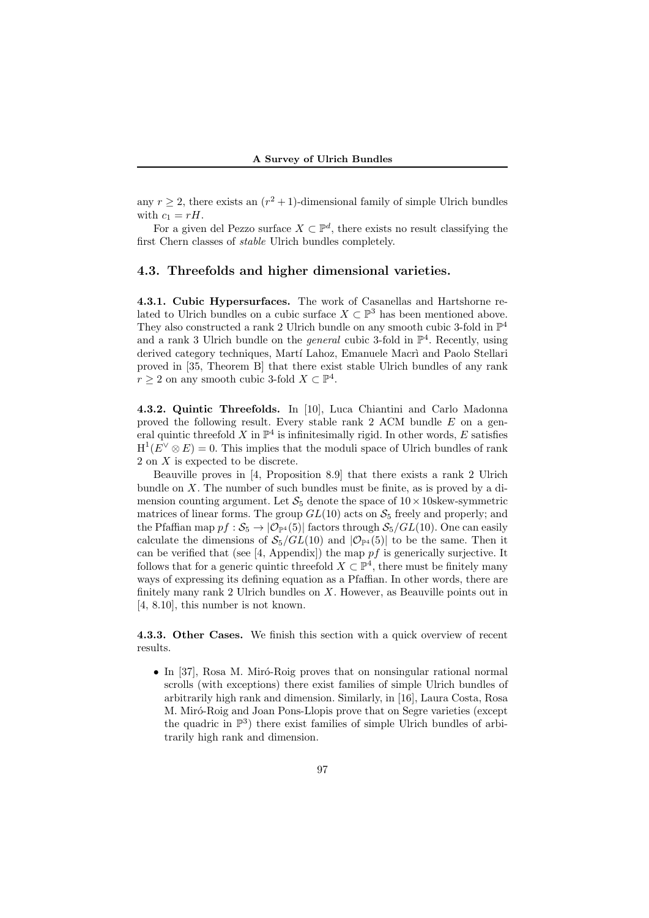any $r \geq 2$, there exists an $(r^2+1)$-dimensional family of simple Ulrich bundles with $c_1 = rH$.

For a given del Pezzo surface $X \subset \mathbb{P}^d$, there exists no result classifying the first Chern classes of *stable* Ulrich bundles completely.

## 4.3. Threefolds and higher dimensional varieties.

**4.3.1. Cubic Hypersurfaces.** The work of Casanellas and Hartshorne related to Ulrich bundles on a cubic surface $X \subset \mathbb{P}^3$ has been mentioned above. They also constructed a rank 2 Ulrich bundle on any smooth cubic 3-fold in $\mathbb{P}^4$ and a rank 3 Ulrich bundle on the *general* cubic 3-fold in $\mathbb{P}^4$. Recently, using derived category techniques, Martí Lahoz, Emanuele Macrì and Paolo Stellari proved in [35, Theorem B] that there exist stable Ulrich bundles of any rank $r \geq 2$ on any smooth cubic 3-fold $X \subset \mathbb{P}^4$.

**4.3.2. Quintic Threefolds.** In [10], Luca Chiantini and Carlo Madonna proved the following result. Every stable rank 2 ACM bundle $E$ on a general quintic threefold $X$ in $\mathbb{P}^4$ is infinitesimally rigid. In other words, $E$ satisfies $\mathrm{H}^1(E^\vee \otimes E) = 0$. This implies that the moduli space of Ulrich bundles of rank 2 on $X$ is expected to be discrete.

Beauville proves in [4, Proposition 8.9] that there exists a rank 2 Ulrich bundle on $X$. The number of such bundles must be finite, as is proved by a dimension counting argument. Let $\mathcal{S}_5$ denote the space of $10 \times 10$skew-symmetric matrices of linear forms. The group $GL(10)$ acts on $\mathcal{S}_5$ freely and properly; and the Pfaffian map $pf : \mathcal{S}_5 \to |\mathcal{O}_{\mathbb{P}^4}(5)|$ factors through $\mathcal{S}_5/GL(10)$. One can easily calculate the dimensions of $\mathcal{S}_5/GL(10)$ and $|\mathcal{O}_{\mathbb{P}^4}(5)|$ to be the same. Then it can be verified that (see [4, Appendix]) the map $pf$ is generically surjective. It follows that for a generic quintic threefold $X \subset \mathbb{P}^4$, there must be finitely many ways of expressing its defining equation as a Pfaffian. In other words, there are finitely many rank 2 Ulrich bundles on $X$. However, as Beauville points out in [4, 8.10], this number is not known.

**4.3.3. Other Cases.** We finish this section with a quick overview of recent results.

- In [37], Rosa M. Miró-Roig proves that on nonsingular rational normal scrolls (with exceptions) there exist families of simple Ulrich bundles of arbitrarily high rank and dimension. Similarly, in [16], Laura Costa, Rosa M. Miró-Roig and Joan Pons-Llopis prove that on Segre varieties (except the quadric in $\mathbb{P}^3$) there exist families of simple Ulrich bundles of arbitrarily high rank and dimension.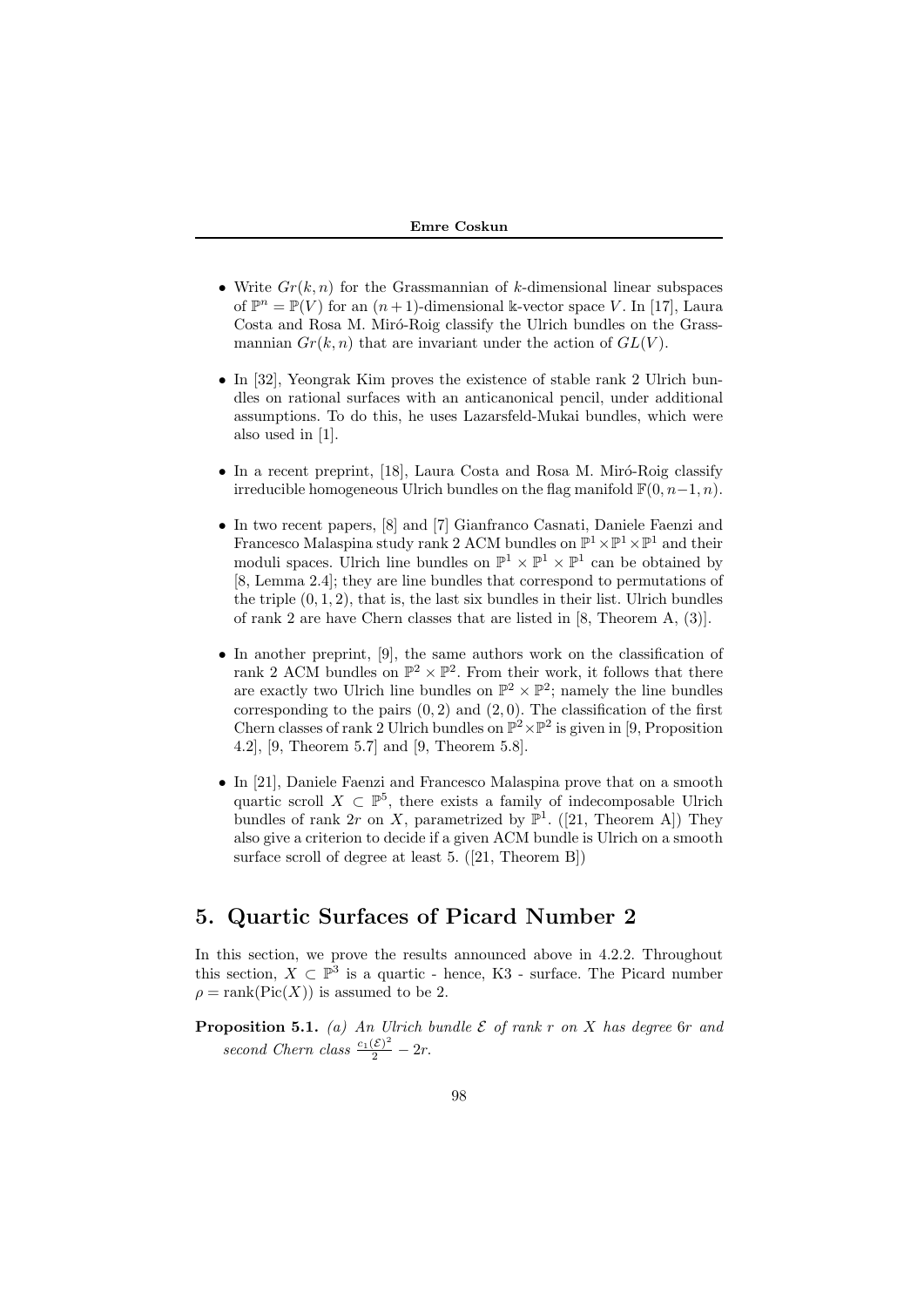- Write $Gr(k, n)$ for the Grassmannian of $k$-dimensional linear subspaces of $\mathbb{P}^n = \mathbb{P}(V)$ for an $(n+1)$-dimensional $\Bbbk$-vector space $V$. In [17], Laura Costa and Rosa M. Miró-Roig classify the Ulrich bundles on the Grassmannian $Gr(k, n)$ that are invariant under the action of $GL(V)$.

- In [32], Yeongrak Kim proves the existence of stable rank 2 Ulrich bundles on rational surfaces with an anticanonical pencil, under additional assumptions. To do this, he uses Lazarsfeld-Mukai bundles, which were also used in [1].

- In a recent preprint, [18], Laura Costa and Rosa M. Miró-Roig classify irreducible homogeneous Ulrich bundles on the flag manifold $\mathbb{F}(0, n-1, n)$.

- In two recent papers, [8] and [7] Gianfranco Casnati, Daniele Faenzi and Francesco Malaspina study rank 2 ACM bundles on $\mathbb{P}^1 \times \mathbb{P}^1 \times \mathbb{P}^1$ and their moduli spaces. Ulrich line bundles on $\mathbb{P}^1 \times \mathbb{P}^1 \times \mathbb{P}^1$ can be obtained by [8, Lemma 2.4]; they are line bundles that correspond to permutations of the triple $(0, 1, 2)$, that is, the last six bundles in their list. Ulrich bundles of rank 2 are have Chern classes that are listed in [8, Theorem A, (3)].

- In another preprint, [9], the same authors work on the classification of rank 2 ACM bundles on $\mathbb{P}^2 \times \mathbb{P}^2$. From their work, it follows that there are exactly two Ulrich line bundles on $\mathbb{P}^2 \times \mathbb{P}^2$; namely the line bundles corresponding to the pairs $(0, 2)$ and $(2, 0)$. The classification of the first Chern classes of rank 2 Ulrich bundles on $\mathbb{P}^2 \times \mathbb{P}^2$ is given in [9, Proposition 4.2], [9, Theorem 5.7] and [9, Theorem 5.8].

- In [21], Daniele Faenzi and Francesco Malaspina prove that on a smooth quartic scroll $X \subset \mathbb{P}^5$, there exists a family of indecomposable Ulrich bundles of rank $2r$ on $X$, parametrized by $\mathbb{P}^1$. ([21, Theorem A]) They also give a criterion to decide if a given ACM bundle is Ulrich on a smooth surface scroll of degree at least 5. ([21, Theorem B])

## 5. Quartic Surfaces of Picard Number 2

In this section, we prove the results announced above in 4.2.2. Throughout this section, $X \subset \mathbb{P}^3$ is a quartic - hence, K3 - surface. The Picard number $\rho = \mathrm{rank}(\mathrm{Pic}(X))$ is assumed to be 2.

**Proposition 5.1.** *(a) An Ulrich bundle $\mathcal{E}$ of rank $r$ on $X$ has degree $6r$ and second Chern class $\frac{c_1(\mathcal{E})^2}{2} - 2r$.*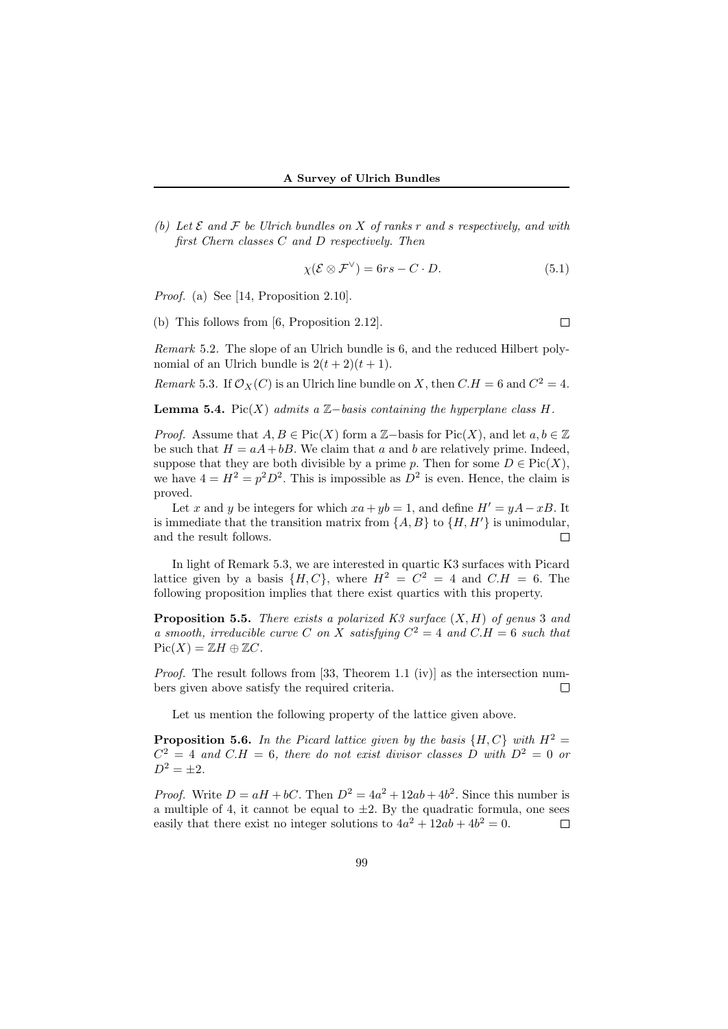*(b) Let $\mathcal{E}$ and $\mathcal{F}$ be Ulrich bundles on $X$ of ranks $r$ and $s$ respectively, and with first Chern classes $C$ and $D$ respectively. Then*

$$\chi(\mathcal{E} \otimes \mathcal{F}^{\vee}) = 6rs - C \cdot D. \tag{5.1}$$

*Proof.* (a) See [14, Proposition 2.10].

(b) This follows from [6, Proposition 2.12]. $\square$

*Remark* 5.2. The slope of an Ulrich bundle is 6, and the reduced Hilbert polynomial of an Ulrich bundle is $2(t+2)(t+1)$.

*Remark* 5.3. If $\mathcal{O}_X(C)$ is an Ulrich line bundle on $X$, then $C.H = 6$ and $C^2 = 4$.

**Lemma 5.4.** *$\mathrm{Pic}(X)$ admits a $\mathbb{Z}-$basis containing the hyperplane class $H$.*

*Proof.* Assume that $A, B \in \mathrm{Pic}(X)$ form a $\mathbb{Z}-$basis for $\mathrm{Pic}(X)$, and let $a, b \in \mathbb{Z}$ be such that $H = aA + bB$. We claim that $a$ and $b$ are relatively prime. Indeed, suppose that they are both divisible by a prime $p$. Then for some $D \in \mathrm{Pic}(X)$, we have $4 = H^2 = p^2 D^2$. This is impossible as $D^2$ is even. Hence, the claim is proved.

Let $x$ and $y$ be integers for which $xa + yb = 1$, and define $H' = yA - xB$. It is immediate that the transition matrix from $\{A, B\}$ to $\{H, H'\}$ is unimodular, and the result follows. $\square$

In light of Remark 5.3, we are interested in quartic K3 surfaces with Picard lattice given by a basis $\{H, C\}$, where $H^2 = C^2 = 4$ and $C.H = 6$. The following proposition implies that there exist quartics with this property.

**Proposition 5.5.** *There exists a polarized K3 surface $(X, H)$ of genus 3 and a smooth, irreducible curve $C$ on $X$ satisfying $C^2 = 4$ and $C.H = 6$ such that $\mathrm{Pic}(X) = \mathbb{Z}H \oplus \mathbb{Z}C$.*

*Proof.* The result follows from [33, Theorem 1.1 (iv)] as the intersection numbers given above satisfy the required criteria. $\square$

Let us mention the following property of the lattice given above.

**Proposition 5.6.** *In the Picard lattice given by the basis $\{H, C\}$ with $H^2 = C^2 = 4$ and $C.H = 6$, there do not exist divisor classes $D$ with $D^2 = 0$ or $D^2 = \pm 2$.*

*Proof.* Write $D = aH + bC$. Then $D^2 = 4a^2 + 12ab + 4b^2$. Since this number is a multiple of 4, it cannot be equal to $\pm 2$. By the quadratic formula, one sees easily that there exist no integer solutions to $4a^2 + 12ab + 4b^2 = 0$. $\square$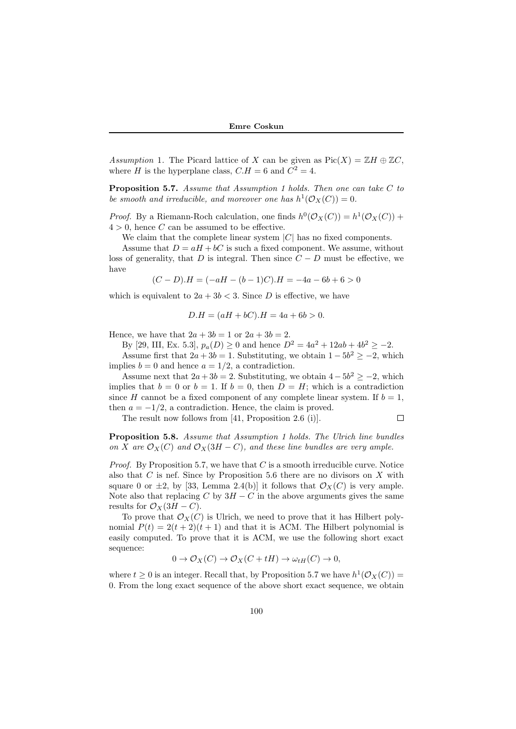*Assumption* 1. The Picard lattice of $X$ can be given as $\mathrm{Pic}(X) = \mathbb{Z}H \oplus \mathbb{Z}C$, where $H$ is the hyperplane class, $C.H = 6$ and $C^2 = 4$.

**Proposition 5.7.** *Assume that Assumption 1 holds. Then one can take $C$ to be smooth and irreducible, and moreover one has $h^1(\mathcal{O}_X(C)) = 0$.*

*Proof.* By a Riemann-Roch calculation, one finds $h^0(\mathcal{O}_X(C)) = h^1(\mathcal{O}_X(C)) + 4 > 0$, hence $C$ can be assumed to be effective.

We claim that the complete linear system $|C|$ has no fixed components.

Assume that $D = aH + bC$ is such a fixed component. We assume, without loss of generality, that $D$ is integral. Then since $C - D$ must be effective, we have

$$(C - D).H = (-aH - (b-1)C).H = -4a - 6b + 6 > 0$$

which is equivalent to $2a + 3b < 3$. Since $D$ is effective, we have

$$D.H = (aH + bC).H = 4a + 6b > 0.$$

Hence, we have that $2a + 3b = 1$ or $2a + 3b = 2$.

By [29, III, Ex. 5.3], $p_a(D) \geq 0$ and hence $D^2 = 4a^2 + 12ab + 4b^2 \geq -2$.

Assume first that $2a + 3b = 1$. Substituting, we obtain $1 - 5b^2 \geq -2$, which implies $b = 0$ and hence $a = 1/2$, a contradiction.

Assume next that $2a + 3b = 2$. Substituting, we obtain $4 - 5b^2 \geq -2$, which implies that $b = 0$ or $b = 1$. If $b = 0$, then $D = H$; which is a contradiction since $H$ cannot be a fixed component of any complete linear system. If $b = 1$, then $a = -1/2$, a contradiction. Hence, the claim is proved.

The result now follows from [41, Proposition 2.6 (i)]. $\square$

**Proposition 5.8.** *Assume that Assumption 1 holds. The Ulrich line bundles on $X$ are $\mathcal{O}_X(C)$ and $\mathcal{O}_X(3H - C)$, and these line bundles are very ample.*

*Proof.* By Proposition 5.7, we have that $C$ is a smooth irreducible curve. Notice also that $C$ is nef. Since by Proposition 5.6 there are no divisors on $X$ with square 0 or $\pm 2$, by [33, Lemma 2.4(b)] it follows that $\mathcal{O}_X(C)$ is very ample. Note also that replacing $C$ by $3H - C$ in the above arguments gives the same results for $\mathcal{O}_X(3H - C)$.

To prove that $\mathcal{O}_X(C)$ is Ulrich, we need to prove that it has Hilbert polynomial $P(t) = 2(t + 2)(t + 1)$ and that it is ACM. The Hilbert polynomial is easily computed. To prove that it is ACM, we use the following short exact sequence:

$$0 \to \mathcal{O}_X(C) \to \mathcal{O}_X(C + tH) \to \omega_{tH}(C) \to 0,$$

where $t \geq 0$ is an integer. Recall that, by Proposition 5.7 we have $h^1(\mathcal{O}_X(C)) = 0$. From the long exact sequence of the above short exact sequence, we obtain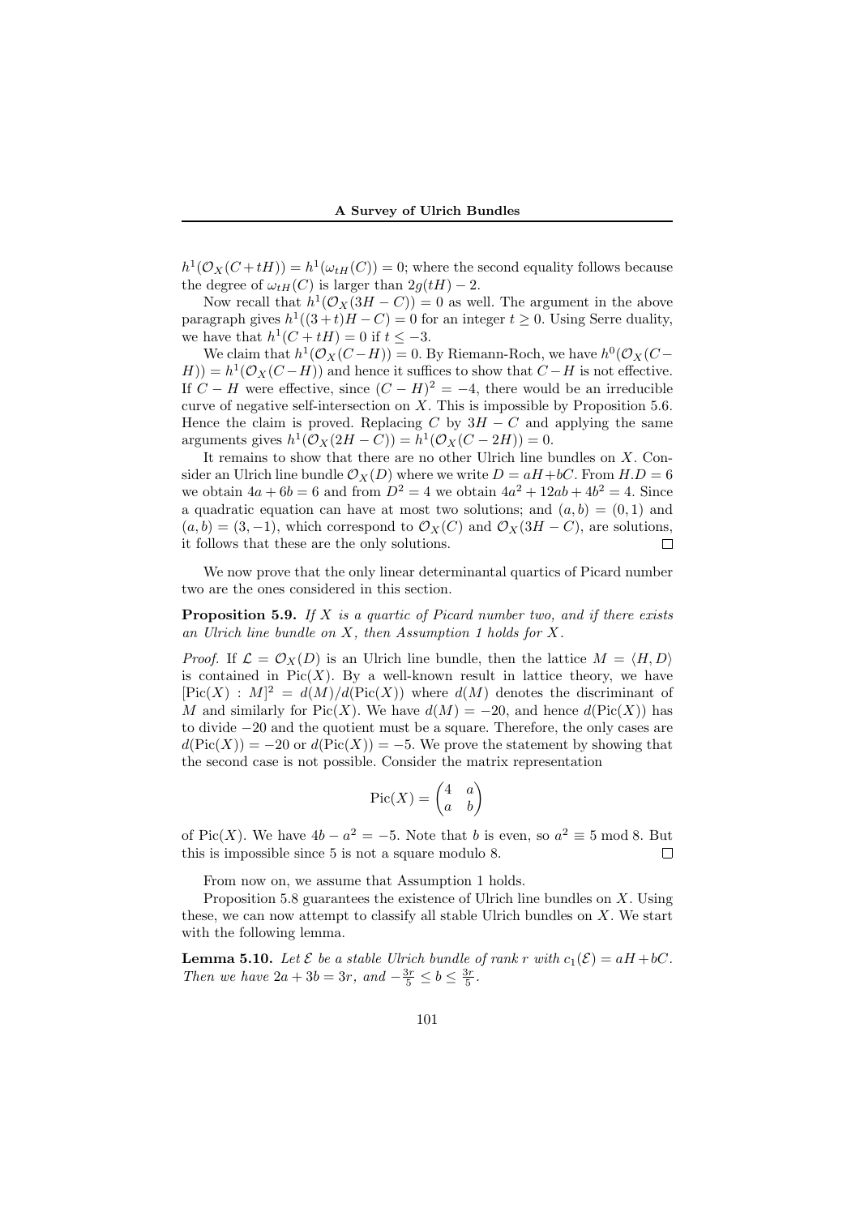$h^1(\mathcal{O}_X(C+tH)) = h^1(\omega_{tH}(C)) = 0$; where the second equality follows because the degree of $\omega_{tH}(C)$ is larger than $2g(tH) - 2$.

Now recall that $h^1(\mathcal{O}_X(3H - C)) = 0$ as well. The argument in the above paragraph gives $h^1((3+t)H - C) = 0$ for an integer $t \geq 0$. Using Serre duality, we have that $h^1(C + tH) = 0$ if $t \leq -3$.

We claim that $h^1(\mathcal{O}_X(C-H)) = 0$. By Riemann-Roch, we have $h^0(\mathcal{O}_X(C-H)) = h^1(\mathcal{O}_X(C-H))$ and hence it suffices to show that $C-H$ is not effective. If $C - H$ were effective, since $(C - H)^2 = -4$, there would be an irreducible curve of negative self-intersection on $X$. This is impossible by Proposition 5.6. Hence the claim is proved. Replacing $C$ by $3H - C$ and applying the same arguments gives $h^1(\mathcal{O}_X(2H - C)) = h^1(\mathcal{O}_X(C - 2H)) = 0$.

It remains to show that there are no other Ulrich line bundles on $X$. Consider an Ulrich line bundle $\mathcal{O}_X(D)$ where we write $D = aH + bC$. From $H.D = 6$ we obtain $4a + 6b = 6$ and from $D^2 = 4$ we obtain $4a^2 + 12ab + 4b^2 = 4$. Since a quadratic equation can have at most two solutions; and $(a, b) = (0, 1)$ and $(a, b) = (3, -1)$, which correspond to $\mathcal{O}_X(C)$ and $\mathcal{O}_X(3H - C)$, are solutions, it follows that these are the only solutions. □

We now prove that the only linear determinantal quartics of Picard number two are the ones considered in this section.

**Proposition 5.9.** *If $X$ is a quartic of Picard number two, and if there exists an Ulrich line bundle on $X$, then Assumption 1 holds for $X$.*

*Proof.* If $\mathcal{L} = \mathcal{O}_X(D)$ is an Ulrich line bundle, then the lattice $M = \langle H, D\rangle$ is contained in $\mathrm{Pic}(X)$. By a well-known result in lattice theory, we have $[\mathrm{Pic}(X) : M]^2 = d(M)/d(\mathrm{Pic}(X))$ where $d(M)$ denotes the discriminant of $M$ and similarly for $\mathrm{Pic}(X)$. We have $d(M) = -20$, and hence $d(\mathrm{Pic}(X))$ has to divide $-20$ and the quotient must be a square. Therefore, the only cases are $d(\mathrm{Pic}(X)) = -20$ or $d(\mathrm{Pic}(X)) = -5$. We prove the statement by showing that the second case is not possible. Consider the matrix representation

$$\mathrm{Pic}(X) = \begin{pmatrix} 4 & a \\ a & b \end{pmatrix}$$

of $\mathrm{Pic}(X)$. We have $4b - a^2 = -5$. Note that $b$ is even, so $a^2 \equiv 5 \bmod 8$. But this is impossible since 5 is not a square modulo 8. □

From now on, we assume that Assumption 1 holds.

Proposition 5.8 guarantees the existence of Ulrich line bundles on $X$. Using these, we can now attempt to classify all stable Ulrich bundles on $X$. We start with the following lemma.

**Lemma 5.10.** *Let $\mathcal{E}$ be a stable Ulrich bundle of rank $r$ with $c_1(\mathcal{E}) = aH + bC$. Then we have $2a + 3b = 3r$, and $-\frac{3r}{5} \leq b \leq \frac{3r}{5}$.*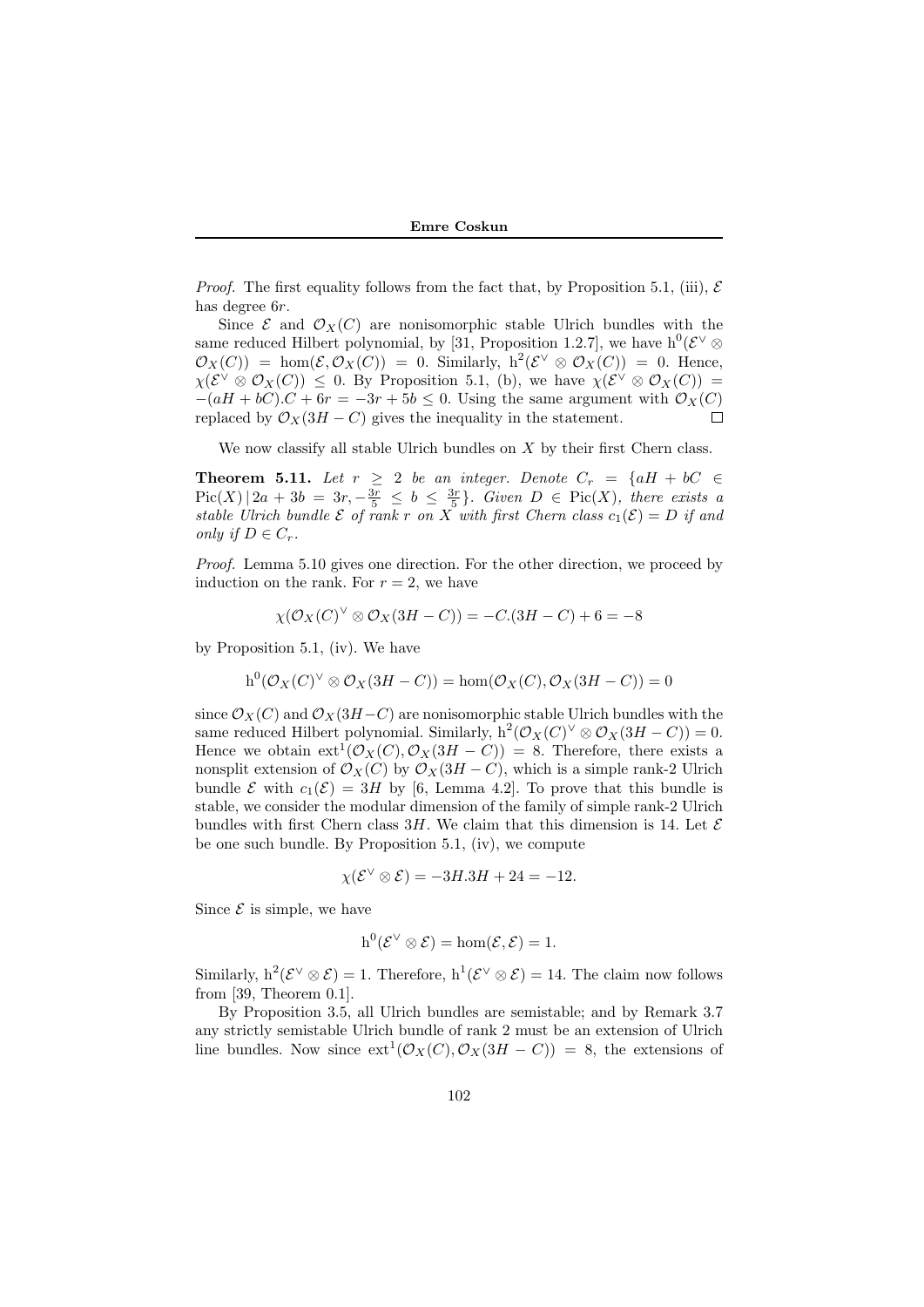*Proof.* The first equality follows from the fact that, by Proposition 5.1, (iii), $\mathcal{E}$ has degree $6r$.

Since $\mathcal{E}$ and $\mathcal{O}_X(C)$ are nonisomorphic stable Ulrich bundles with the same reduced Hilbert polynomial, by [31, Proposition 1.2.7], we have $\mathrm{h}^0(\mathcal{E}^\vee \otimes \mathcal{O}_X(C)) = \hom(\mathcal{E}, \mathcal{O}_X(C)) = 0$. Similarly, $\mathrm{h}^2(\mathcal{E}^\vee \otimes \mathcal{O}_X(C)) = 0$. Hence, $\chi(\mathcal{E}^\vee \otimes \mathcal{O}_X(C)) \leq 0$. By Proposition 5.1, (b), we have $\chi(\mathcal{E}^\vee \otimes \mathcal{O}_X(C)) = -(aH + bC).C + 6r = -3r + 5b \leq 0$. Using the same argument with $\mathcal{O}_X(C)$ replaced by $\mathcal{O}_X(3H - C)$ gives the inequality in the statement. $\square$

We now classify all stable Ulrich bundles on $X$ by their first Chern class.

**Theorem 5.11.** *Let $r \geq 2$ be an integer. Denote $C_r = \{aH + bC \in \mathrm{Pic}(X) \,|\, 2a + 3b = 3r, -\frac{3r}{5} \leq b \leq \frac{3r}{5}\}$. Given $D \in \mathrm{Pic}(X)$, there exists a stable Ulrich bundle $\mathcal{E}$ of rank $r$ on $X$ with first Chern class $c_1(\mathcal{E}) = D$ if and only if $D \in C_r$.*

*Proof.* Lemma 5.10 gives one direction. For the other direction, we proceed by induction on the rank. For $r = 2$, we have

$$\chi(\mathcal{O}_X(C)^\vee \otimes \mathcal{O}_X(3H - C)) = -C.(3H - C) + 6 = -8$$

by Proposition 5.1, (iv). We have

$$\mathrm{h}^0(\mathcal{O}_X(C)^\vee \otimes \mathcal{O}_X(3H - C)) = \hom(\mathcal{O}_X(C), \mathcal{O}_X(3H - C)) = 0$$

since $\mathcal{O}_X(C)$ and $\mathcal{O}_X(3H-C)$ are nonisomorphic stable Ulrich bundles with the same reduced Hilbert polynomial. Similarly, $\mathrm{h}^2(\mathcal{O}_X(C)^\vee \otimes \mathcal{O}_X(3H - C)) = 0$. Hence we obtain $\mathrm{ext}^1(\mathcal{O}_X(C), \mathcal{O}_X(3H - C)) = 8$. Therefore, there exists a nonsplit extension of $\mathcal{O}_X(C)$ by $\mathcal{O}_X(3H - C)$, which is a simple rank-2 Ulrich bundle $\mathcal{E}$ with $c_1(\mathcal{E}) = 3H$ by [6, Lemma 4.2]. To prove that this bundle is stable, we consider the modular dimension of the family of simple rank-2 Ulrich bundles with first Chern class $3H$. We claim that this dimension is 14. Let $\mathcal{E}$ be one such bundle. By Proposition 5.1, (iv), we compute

$$\chi(\mathcal{E}^\vee \otimes \mathcal{E}) = -3H.3H + 24 = -12.$$

Since $\mathcal{E}$ is simple, we have

$$\mathrm{h}^0(\mathcal{E}^\vee \otimes \mathcal{E}) = \hom(\mathcal{E}, \mathcal{E}) = 1.$$

Similarly, $\mathrm{h}^2(\mathcal{E}^\vee \otimes \mathcal{E}) = 1$. Therefore, $\mathrm{h}^1(\mathcal{E}^\vee \otimes \mathcal{E}) = 14$. The claim now follows from [39, Theorem 0.1].

By Proposition 3.5, all Ulrich bundles are semistable; and by Remark 3.7 any strictly semistable Ulrich bundle of rank 2 must be an extension of Ulrich line bundles. Now since $\mathrm{ext}^1(\mathcal{O}_X(C), \mathcal{O}_X(3H - C)) = 8$, the extensions of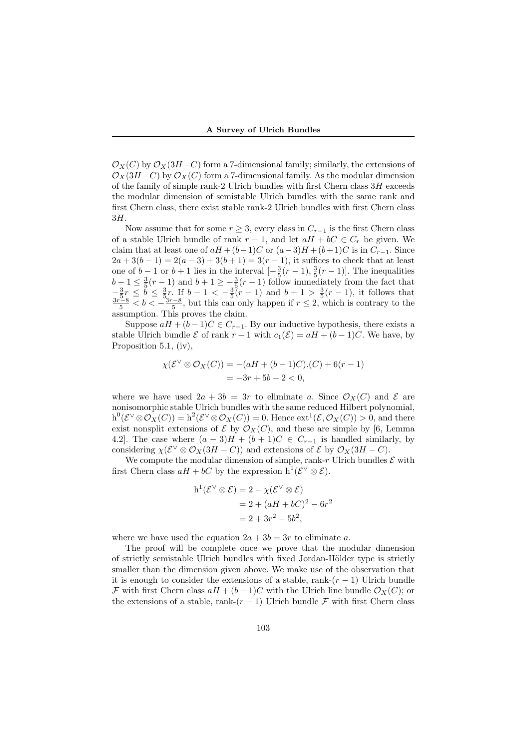$\mathcal{O}_X(C)$ by $\mathcal{O}_X(3H-C)$ form a 7-dimensional family; similarly, the extensions of $\mathcal{O}_X(3H-C)$ by $\mathcal{O}_X(C)$ form a 7-dimensional family. As the modular dimension of the family of simple rank-2 Ulrich bundles with first Chern class $3H$ exceeds the modular dimension of semistable Ulrich bundles with the same rank and first Chern class, there exist stable rank-2 Ulrich bundles with first Chern class $3H$.

Now assume that for some $r \geq 3$, every class in $C_{r-1}$ is the first Chern class of a stable Ulrich bundle of rank $r-1$, and let $aH + bC \in C_r$ be given. We claim that at least one of $aH+(b-1)C$ or $(a-3)H+(b+1)C$ is in $C_{r-1}$. Since $2a+3(b-1) = 2(a-3)+3(b+1) = 3(r-1)$, it suffices to check that at least one of $b-1$ or $b+1$ lies in the interval $[-\frac{3}{5}(r-1), \frac{3}{5}(r-1)]$. The inequalities $b-1 \leq \frac{3}{5}(r-1)$ and $b+1 \geq -\frac{3}{5}(r-1)$ follow immediately from the fact that $-\frac{3}{5}r \leq b \leq \frac{3}{5}r$. If $b-1 < -\frac{3}{5}(r-1)$ and $b+1 > \frac{3}{5}(r-1)$, it follows that $\frac{3r-8}{5} < b < -\frac{3r-8}{5}$, but this can only happen if $r \leq 2$, which is contrary to the assumption. This proves the claim.

Suppose $aH+(b-1)C \in C_{r-1}$. By our inductive hypothesis, there exists a stable Ulrich bundle $\mathcal{E}$ of rank $r-1$ with $c_1(\mathcal{E}) = aH+(b-1)C$. We have, by Proposition 5.1, (iv),

$$\begin{aligned}\chi(\mathcal{E}^\vee \otimes \mathcal{O}_X(C)) &= -(aH+(b-1)C).(C) + 6(r-1) \\ &= -3r+5b-2 < 0,\end{aligned}$$

where we have used $2a+3b = 3r$ to eliminate $a$. Since $\mathcal{O}_X(C)$ and $\mathcal{E}$ are nonisomorphic stable Ulrich bundles with the same reduced Hilbert polynomial, $\mathrm{h}^0(\mathcal{E}^\vee \otimes \mathcal{O}_X(C)) = \mathrm{h}^2(\mathcal{E}^\vee \otimes \mathcal{O}_X(C)) = 0$. Hence $\mathrm{ext}^1(\mathcal{E}, \mathcal{O}_X(C)) > 0$, and there exist nonsplit extensions of $\mathcal{E}$ by $\mathcal{O}_X(C)$, and these are simple by [6, Lemma 4.2]. The case where $(a-3)H+(b+1)C \in C_{r-1}$ is handled similarly, by considering $\chi(\mathcal{E}^\vee \otimes \mathcal{O}_X(3H-C))$ and extensions of $\mathcal{E}$ by $\mathcal{O}_X(3H-C)$.

We compute the modular dimension of simple, rank-$r$ Ulrich bundles $\mathcal{E}$ with first Chern class $aH+bC$ by the expression $\mathrm{h}^1(\mathcal{E}^\vee \otimes \mathcal{E})$.

$$\begin{aligned}\mathrm{h}^1(\mathcal{E}^\vee \otimes \mathcal{E}) &= 2 - \chi(\mathcal{E}^\vee \otimes \mathcal{E}) \\ &= 2 + (aH+bC)^2 - 6r^2 \\ &= 2 + 3r^2 - 5b^2,\end{aligned}$$

where we have used the equation $2a+3b = 3r$ to eliminate $a$.

The proof will be complete once we prove that the modular dimension of strictly semistable Ulrich bundles with fixed Jordan-Hölder type is strictly smaller than the dimension given above. We make use of the observation that it is enough to consider the extensions of a stable, rank-$(r-1)$ Ulrich bundle $\mathcal{F}$ with first Chern class $aH+(b-1)C$ with the Ulrich line bundle $\mathcal{O}_X(C)$; or the extensions of a stable, rank-$(r-1)$ Ulrich bundle $\mathcal{F}$ with first Chern class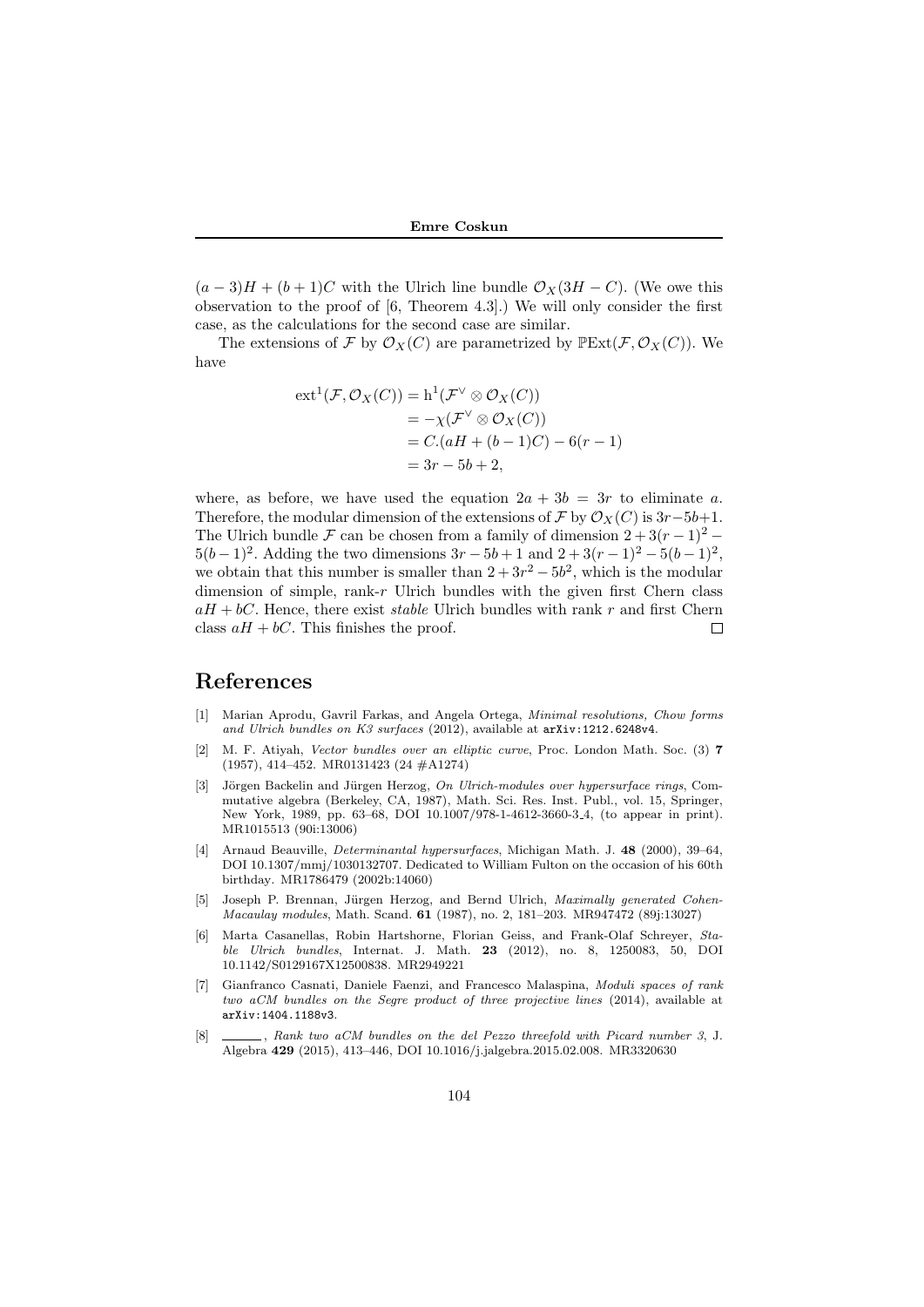$(a-3)H + (b+1)C$ with the Ulrich line bundle $\mathcal{O}_X(3H - C)$. (We owe this observation to the proof of [6, Theorem 4.3].) We will only consider the first case, as the calculations for the second case are similar.

The extensions of $\mathcal{F}$ by $\mathcal{O}_X(C)$ are parametrized by $\mathbb{P}\mathrm{Ext}(\mathcal{F}, \mathcal{O}_X(C))$. We have

$$\begin{aligned}
\mathrm{ext}^1(\mathcal{F}, \mathcal{O}_X(C)) &= \mathrm{h}^1(\mathcal{F}^\vee \otimes \mathcal{O}_X(C)) \\
&= -\chi(\mathcal{F}^\vee \otimes \mathcal{O}_X(C)) \\
&= C.(aH + (b-1)C) - 6(r-1) \\
&= 3r - 5b + 2,
\end{aligned}$$

where, as before, we have used the equation $2a + 3b = 3r$ to eliminate $a$. Therefore, the modular dimension of the extensions of $\mathcal{F}$ by $\mathcal{O}_X(C)$ is $3r - 5b + 1$. The Ulrich bundle $\mathcal{F}$ can be chosen from a family of dimension $2 + 3(r-1)^2 - 5(b-1)^2$. Adding the two dimensions $3r - 5b + 1$ and $2 + 3(r-1)^2 - 5(b-1)^2$, we obtain that this number is smaller than $2 + 3r^2 - 5b^2$, which is the modular dimension of simple, rank-$r$ Ulrich bundles with the given first Chern class $aH + bC$. Hence, there exist *stable* Ulrich bundles with rank $r$ and first Chern class $aH + bC$. This finishes the proof. □

## References

[1] Marian Aprodu, Gavril Farkas, and Angela Ortega, *Minimal resolutions, Chow forms and Ulrich bundles on K3 surfaces* (2012), available at arXiv:1212.6248v4.

[2] M. F. Atiyah, *Vector bundles over an elliptic curve*, Proc. London Math. Soc. (3) **7** (1957), 414–452. MR0131423 (24 #A1274)

[3] Jörgen Backelin and Jürgen Herzog, *On Ulrich-modules over hypersurface rings*, Commutative algebra (Berkeley, CA, 1987), Math. Sci. Res. Inst. Publ., vol. 15, Springer, New York, 1989, pp. 63–68, DOI 10.1007/978-1-4612-3660-3_4, (to appear in print). MR1015513 (90i:13006)

[4] Arnaud Beauville, *Determinantal hypersurfaces*, Michigan Math. J. **48** (2000), 39–64, DOI 10.1307/mmj/1030132707. Dedicated to William Fulton on the occasion of his 60th birthday. MR1786479 (2002b:14060)

[5] Joseph P. Brennan, Jürgen Herzog, and Bernd Ulrich, *Maximally generated Cohen-Macaulay modules*, Math. Scand. **61** (1987), no. 2, 181–203. MR947472 (89j:13027)

[6] Marta Casanellas, Robin Hartshorne, Florian Geiss, and Frank-Olaf Schreyer, *Stable Ulrich bundles*, Internat. J. Math. **23** (2012), no. 8, 1250083, 50, DOI 10.1142/S0129167X12500838. MR2949221

[7] Gianfranco Casnati, Daniele Faenzi, and Francesco Malaspina, *Moduli spaces of rank two aCM bundles on the Segre product of three projective lines* (2014), available at arXiv:1404.1188v3.

[8] ______, *Rank two aCM bundles on the del Pezzo threefold with Picard number 3*, J. Algebra **429** (2015), 413–446, DOI 10.1016/j.jalgebra.2015.02.008. MR3320630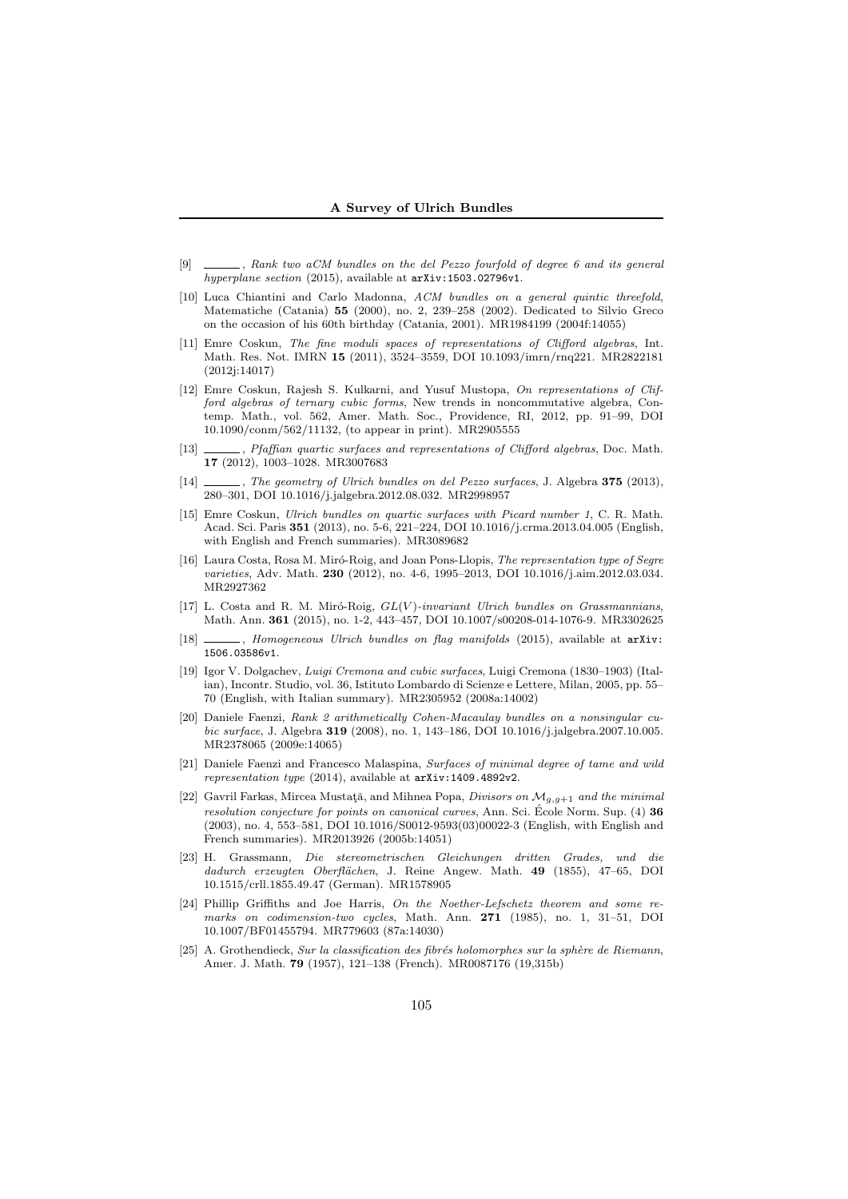[9] ______, *Rank two aCM bundles on the del Pezzo fourfold of degree 6 and its general hyperplane section* (2015), available at `arXiv:1503.02796v1`.

[10] Luca Chiantini and Carlo Madonna, *ACM bundles on a general quintic threefold*, Matematiche (Catania) **55** (2000), no. 2, 239–258 (2002). Dedicated to Silvio Greco on the occasion of his 60th birthday (Catania, 2001). MR1984199 (2004f:14055)

[11] Emre Coskun, *The fine moduli spaces of representations of Clifford algebras*, Int. Math. Res. Not. IMRN **15** (2011), 3524–3559, DOI 10.1093/imrn/rnq221. MR2822181 (2012j:14017)

[12] Emre Coskun, Rajesh S. Kulkarni, and Yusuf Mustopa, *On representations of Clifford algebras of ternary cubic forms*, New trends in noncommutative algebra, Contemp. Math., vol. 562, Amer. Math. Soc., Providence, RI, 2012, pp. 91–99, DOI 10.1090/conm/562/11132, (to appear in print). MR2905555

[13] ______, *Pfaffian quartic surfaces and representations of Clifford algebras*, Doc. Math. **17** (2012), 1003–1028. MR3007683

[14] ______, *The geometry of Ulrich bundles on del Pezzo surfaces*, J. Algebra **375** (2013), 280–301, DOI 10.1016/j.jalgebra.2012.08.032. MR2998957

[15] Emre Coskun, *Ulrich bundles on quartic surfaces with Picard number 1*, C. R. Math. Acad. Sci. Paris **351** (2013), no. 5-6, 221–224, DOI 10.1016/j.crma.2013.04.005 (English, with English and French summaries). MR3089682

[16] Laura Costa, Rosa M. Miró-Roig, and Joan Pons-Llopis, *The representation type of Segre varieties*, Adv. Math. **230** (2012), no. 4-6, 1995–2013, DOI 10.1016/j.aim.2012.03.034. MR2927362

[17] L. Costa and R. M. Miró-Roig, *$GL(V)$-invariant Ulrich bundles on Grassmannians*, Math. Ann. **361** (2015), no. 1-2, 443–457, DOI 10.1007/s00208-014-1076-9. MR3302625

[18] ______, *Homogeneous Ulrich bundles on flag manifolds* (2015), available at `arXiv:1506.03586v1`.

[19] Igor V. Dolgachev, *Luigi Cremona and cubic surfaces*, Luigi Cremona (1830–1903) (Italian), Incontr. Studio, vol. 36, Istituto Lombardo di Scienze e Lettere, Milan, 2005, pp. 55–70 (English, with Italian summary). MR2305952 (2008a:14002)

[20] Daniele Faenzi, *Rank 2 arithmetically Cohen-Macaulay bundles on a nonsingular cubic surface*, J. Algebra **319** (2008), no. 1, 143–186, DOI 10.1016/j.jalgebra.2007.10.005. MR2378065 (2009e:14065)

[21] Daniele Faenzi and Francesco Malaspina, *Surfaces of minimal degree of tame and wild representation type* (2014), available at `arXiv:1409.4892v2`.

[22] Gavril Farkas, Mircea Mustaţă, and Mihnea Popa, *Divisors on $\mathcal{M}_{g,g+1}$ and the minimal resolution conjecture for points on canonical curves*, Ann. Sci. École Norm. Sup. (4) **36** (2003), no. 4, 553–581, DOI 10.1016/S0012-9593(03)00022-3 (English, with English and French summaries). MR2013926 (2005b:14051)

[23] H. Grassmann, *Die stereometrischen Gleichungen dritten Grades, und die dadurch erzeugten Oberflächen*, J. Reine Angew. Math. **49** (1855), 47–65, DOI 10.1515/crll.1855.49.47 (German). MR1578905

[24] Phillip Griffiths and Joe Harris, *On the Noether-Lefschetz theorem and some remarks on codimension-two cycles*, Math. Ann. **271** (1985), no. 1, 31–51, DOI 10.1007/BF01455794. MR779603 (87a:14030)

[25] A. Grothendieck, *Sur la classification des fibrés holomorphes sur la sphère de Riemann*, Amer. J. Math. **79** (1957), 121–138 (French). MR0087176 (19,315b)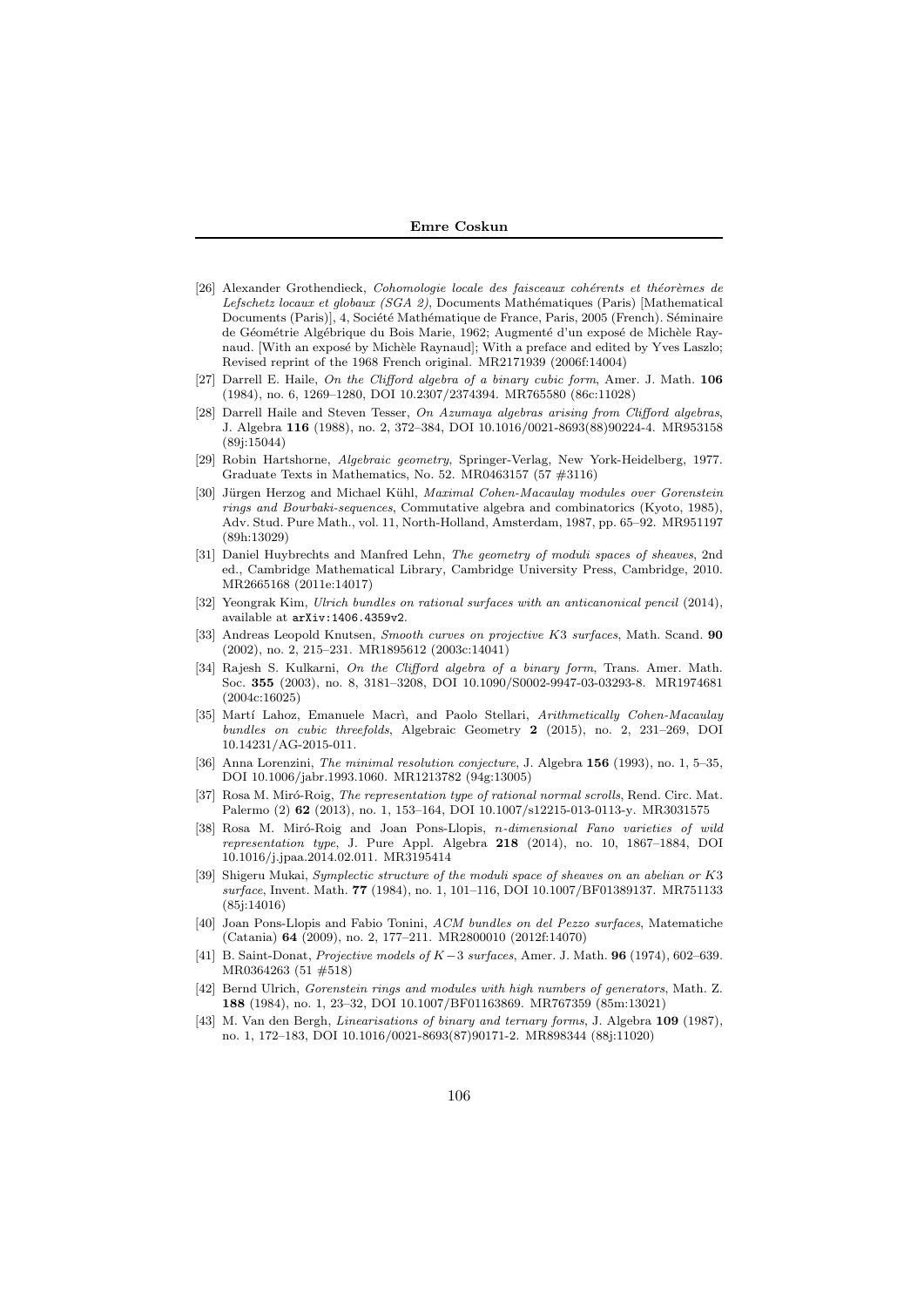[26] Alexander Grothendieck, *Cohomologie locale des faisceaux cohérents et théorèmes de Lefschetz locaux et globaux (SGA 2)*, Documents Mathématiques (Paris) [Mathematical Documents (Paris)], 4, Société Mathématique de France, Paris, 2005 (French). Séminaire de Géométrie Algébrique du Bois Marie, 1962; Augmenté d'un exposé de Michèle Raynaud. [With an exposé by Michèle Raynaud]; With a preface and edited by Yves Laszlo; Revised reprint of the 1968 French original. MR2171939 (2006f:14004)

[27] Darrell E. Haile, *On the Clifford algebra of a binary cubic form*, Amer. J. Math. **106** (1984), no. 6, 1269–1280, DOI 10.2307/2374394. MR765580 (86c:11028)

[28] Darrell Haile and Steven Tesser, *On Azumaya algebras arising from Clifford algebras*, J. Algebra **116** (1988), no. 2, 372–384, DOI 10.1016/0021-8693(88)90224-4. MR953158 (89j:15044)

[29] Robin Hartshorne, *Algebraic geometry*, Springer-Verlag, New York-Heidelberg, 1977. Graduate Texts in Mathematics, No. 52. MR0463157 (57 #3116)

[30] Jürgen Herzog and Michael Kühl, *Maximal Cohen-Macaulay modules over Gorenstein rings and Bourbaki-sequences*, Commutative algebra and combinatorics (Kyoto, 1985), Adv. Stud. Pure Math., vol. 11, North-Holland, Amsterdam, 1987, pp. 65–92. MR951197 (89h:13029)

[31] Daniel Huybrechts and Manfred Lehn, *The geometry of moduli spaces of sheaves*, 2nd ed., Cambridge Mathematical Library, Cambridge University Press, Cambridge, 2010. MR2665168 (2011e:14017)

[32] Yeongrak Kim, *Ulrich bundles on rational surfaces with an anticanonical pencil* (2014), available at `arXiv:1406.4359v2`.

[33] Andreas Leopold Knutsen, *Smooth curves on projective K3 surfaces*, Math. Scand. **90** (2002), no. 2, 215–231. MR1895612 (2003c:14041)

[34] Rajesh S. Kulkarni, *On the Clifford algebra of a binary form*, Trans. Amer. Math. Soc. **355** (2003), no. 8, 3181–3208, DOI 10.1090/S0002-9947-03-03293-8. MR1974681 (2004c:16025)

[35] Martí Lahoz, Emanuele Macrì, and Paolo Stellari, *Arithmetically Cohen-Macaulay bundles on cubic threefolds*, Algebraic Geometry **2** (2015), no. 2, 231–269, DOI 10.14231/AG-2015-011.

[36] Anna Lorenzini, *The minimal resolution conjecture*, J. Algebra **156** (1993), no. 1, 5–35, DOI 10.1006/jabr.1993.1060. MR1213782 (94g:13005)

[37] Rosa M. Miró-Roig, *The representation type of rational normal scrolls*, Rend. Circ. Mat. Palermo (2) **62** (2013), no. 1, 153–164, DOI 10.1007/s12215-013-0113-y. MR3031575

[38] Rosa M. Miró-Roig and Joan Pons-Llopis, *n-dimensional Fano varieties of wild representation type*, J. Pure Appl. Algebra **218** (2014), no. 10, 1867–1884, DOI 10.1016/j.jpaa.2014.02.011. MR3195414

[39] Shigeru Mukai, *Symplectic structure of the moduli space of sheaves on an abelian or K3 surface*, Invent. Math. **77** (1984), no. 1, 101–116, DOI 10.1007/BF01389137. MR751133 (85j:14016)

[40] Joan Pons-Llopis and Fabio Tonini, *ACM bundles on del Pezzo surfaces*, Matematiche (Catania) **64** (2009), no. 2, 177–211. MR2800010 (2012f:14070)

[41] B. Saint-Donat, *Projective models of $K-3$ surfaces*, Amer. J. Math. **96** (1974), 602–639. MR0364263 (51 #518)

[42] Bernd Ulrich, *Gorenstein rings and modules with high numbers of generators*, Math. Z. **188** (1984), no. 1, 23–32, DOI 10.1007/BF01163869. MR767359 (85m:13021)

[43] M. Van den Bergh, *Linearisations of binary and ternary forms*, J. Algebra **109** (1987), no. 1, 172–183, DOI 10.1016/0021-8693(87)90171-2. MR898344 (88j:11020)